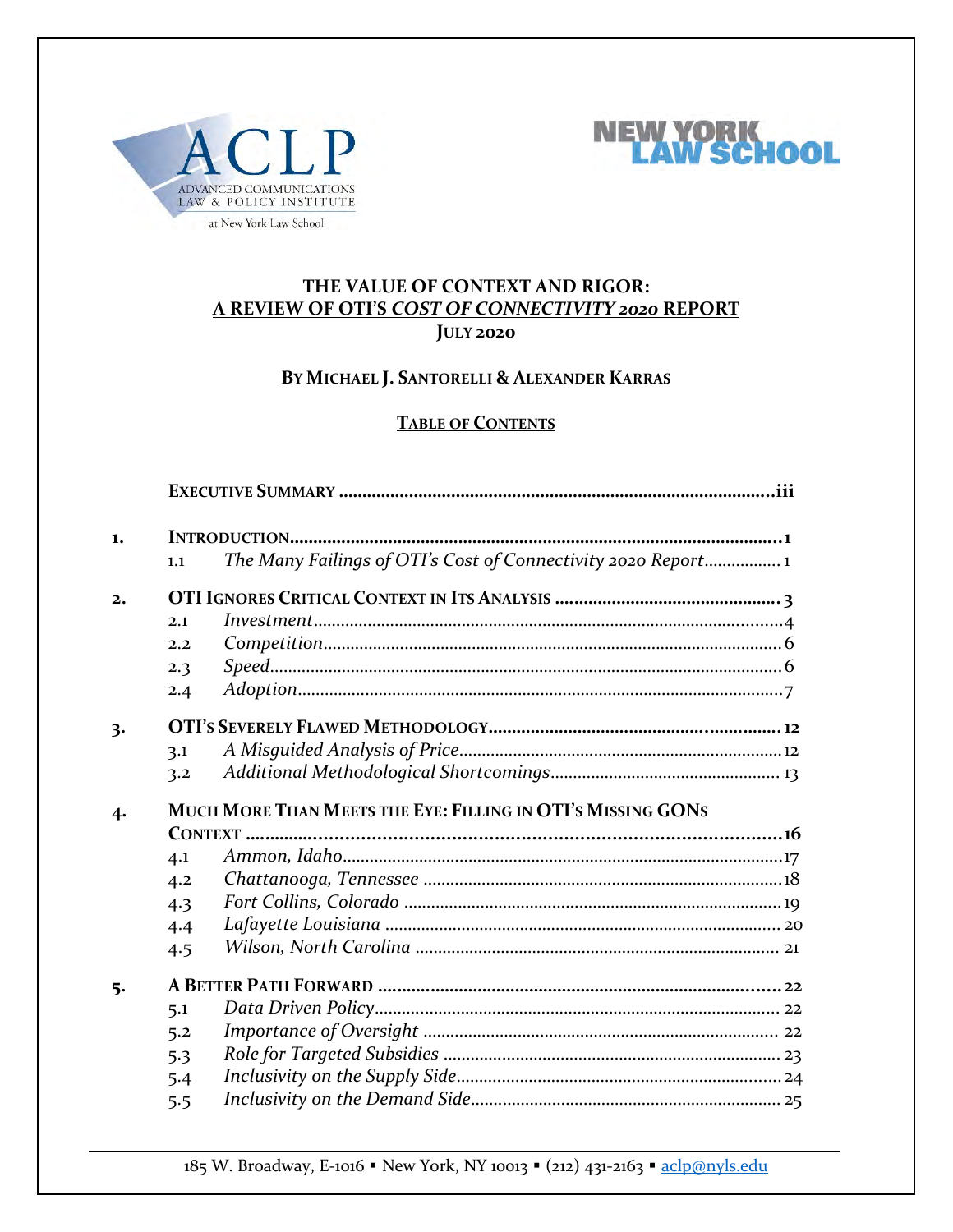ACLP
ADVANCED COMMUNICATIONS LAW & POLICY INSTITUTE
at New York Law School

NEW YORK LAW SCHOOL

# THE VALUE OF CONTEXT AND RIGOR: A REVIEW OF OTI'S *COST OF CONNECTIVITY 2020* REPORT

**JULY 2020**

**BY MICHAEL J. SANTORELLI & ALEXANDER KARRAS**

## TABLE OF CONTENTS

**EXECUTIVE SUMMARY** ............ iii

1. **INTRODUCTION** ............ 1
   - 1.1 *The Many Failings of OTI's Cost of Connectivity 2020 Report* ............ 1
2. **OTI IGNORES CRITICAL CONTEXT IN ITS ANALYSIS** ............ 3
   - 2.1 *Investment* ............ 4
   - 2.2 *Competition* ............ 6
   - 2.3 *Speed* ............ 6
   - 2.4 *Adoption* ............ 7
3. **OTI'S SEVERELY FLAWED METHODOLOGY** ............ 12
   - 3.1 *A Misguided Analysis of Price* ............ 12
   - 3.2 *Additional Methodological Shortcomings* ............ 13
4. **MUCH MORE THAN MEETS THE EYE: FILLING IN OTI'S MISSING GONS CONTEXT** ............ 16
   - 4.1 *Ammon, Idaho* ............ 17
   - 4.2 *Chattanooga, Tennessee* ............ 18
   - 4.3 *Fort Collins, Colorado* ............ 19
   - 4.4 *Lafayette Louisiana* ............ 20
   - 4.5 *Wilson, North Carolina* ............ 21
5. **A BETTER PATH FORWARD** ............ 22
   - 5.1 *Data Driven Policy* ............ 22
   - 5.2 *Importance of Oversight* ............ 22
   - 5.3 *Role for Targeted Subsidies* ............ 23
   - 5.4 *Inclusivity on the Supply Side* ............ 24
   - 5.5 *Inclusivity on the Demand Side* ............ 25

185 W. Broadway, E-1016 ▪ New York, NY 10013 ▪ (212) 431-2163 ▪ aclp@nyls.edu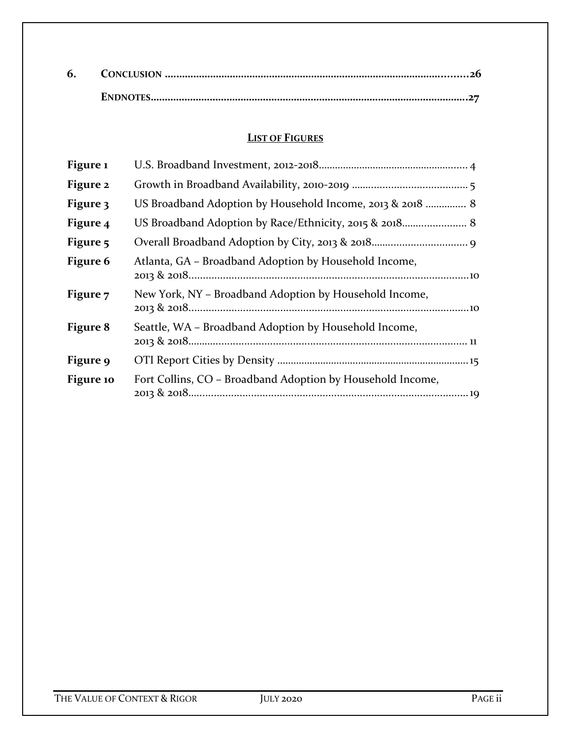| | | |
|---|---|---|
| **6.** | **CONCLUSION** | **26** |
| | **ENDNOTES** | **27** |

## LIST OF FIGURES

| Figure | Title | Page |
|---|---|---|
| **Figure 1** | U.S. Broadband Investment, 2012-2018 | 4 |
| **Figure 2** | Growth in Broadband Availability, 2010-2019 | 5 |
| **Figure 3** | US Broadband Adoption by Household Income, 2013 & 2018 | 8 |
| **Figure 4** | US Broadband Adoption by Race/Ethnicity, 2015 & 2018 | 8 |
| **Figure 5** | Overall Broadband Adoption by City, 2013 & 2018 | 9 |
| **Figure 6** | Atlanta, GA – Broadband Adoption by Household Income, 2013 & 2018 | 10 |
| **Figure 7** | New York, NY – Broadband Adoption by Household Income, 2013 & 2018 | 10 |
| **Figure 8** | Seattle, WA – Broadband Adoption by Household Income, 2013 & 2018 | 11 |
| **Figure 9** | OTI Report Cities by Density | 15 |
| **Figure 10** | Fort Collins, CO – Broadband Adoption by Household Income, 2013 & 2018 | 19 |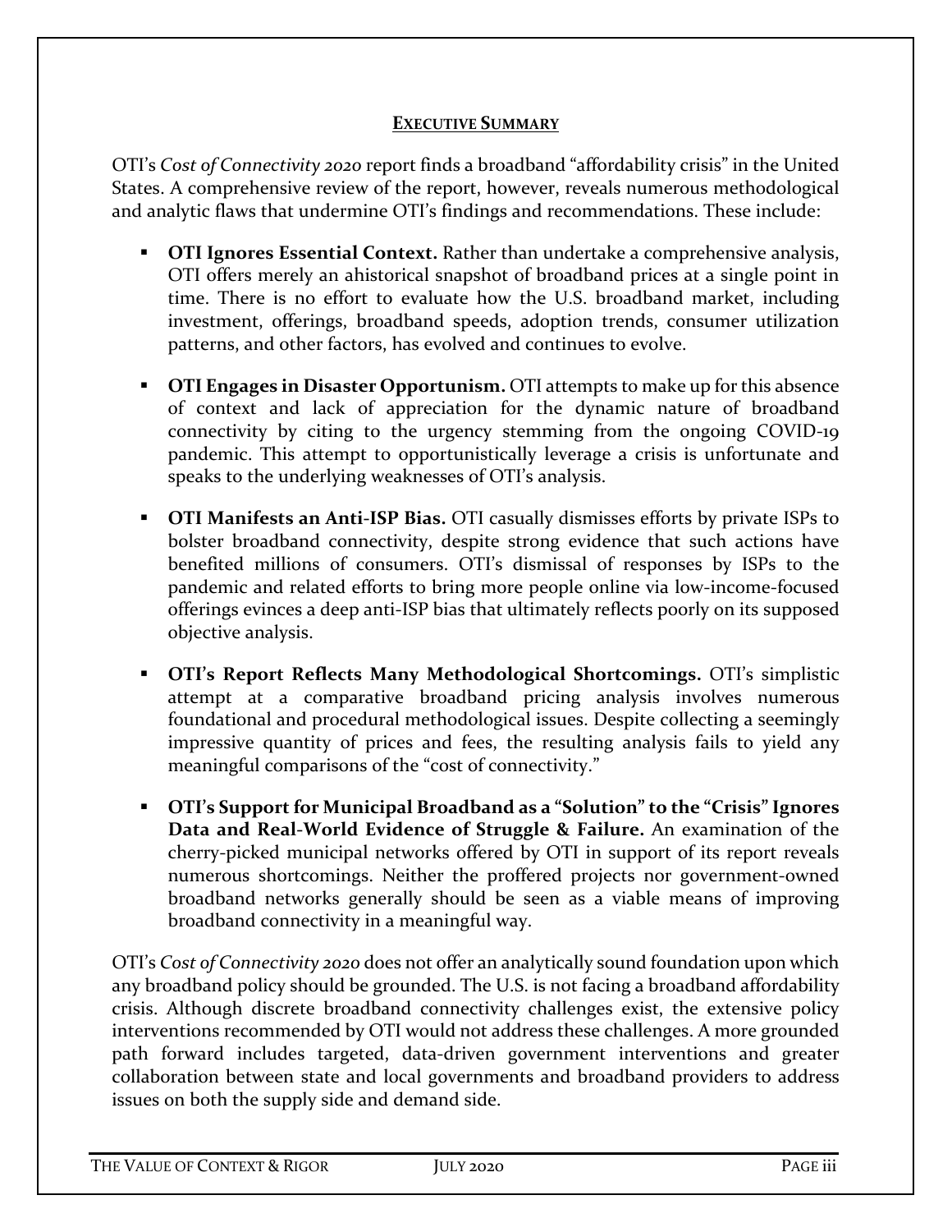## EXECUTIVE SUMMARY

OTI's *Cost of Connectivity 2020* report finds a broadband "affordability crisis" in the United States. A comprehensive review of the report, however, reveals numerous methodological and analytic flaws that undermine OTI's findings and recommendations. These include:

- **OTI Ignores Essential Context.** Rather than undertake a comprehensive analysis, OTI offers merely an ahistorical snapshot of broadband prices at a single point in time. There is no effort to evaluate how the U.S. broadband market, including investment, offerings, broadband speeds, adoption trends, consumer utilization patterns, and other factors, has evolved and continues to evolve.

- **OTI Engages in Disaster Opportunism.** OTI attempts to make up for this absence of context and lack of appreciation for the dynamic nature of broadband connectivity by citing to the urgency stemming from the ongoing COVID-19 pandemic. This attempt to opportunistically leverage a crisis is unfortunate and speaks to the underlying weaknesses of OTI's analysis.

- **OTI Manifests an Anti-ISP Bias.** OTI casually dismisses efforts by private ISPs to bolster broadband connectivity, despite strong evidence that such actions have benefited millions of consumers. OTI's dismissal of responses by ISPs to the pandemic and related efforts to bring more people online via low-income-focused offerings evinces a deep anti-ISP bias that ultimately reflects poorly on its supposed objective analysis.

- **OTI's Report Reflects Many Methodological Shortcomings.** OTI's simplistic attempt at a comparative broadband pricing analysis involves numerous foundational and procedural methodological issues. Despite collecting a seemingly impressive quantity of prices and fees, the resulting analysis fails to yield any meaningful comparisons of the "cost of connectivity."

- **OTI's Support for Municipal Broadband as a "Solution" to the "Crisis" Ignores Data and Real-World Evidence of Struggle & Failure.** An examination of the cherry-picked municipal networks offered by OTI in support of its report reveals numerous shortcomings. Neither the proffered projects nor government-owned broadband networks generally should be seen as a viable means of improving broadband connectivity in a meaningful way.

OTI's *Cost of Connectivity 2020* does not offer an analytically sound foundation upon which any broadband policy should be grounded. The U.S. is not facing a broadband affordability crisis. Although discrete broadband connectivity challenges exist, the extensive policy interventions recommended by OTI would not address these challenges. A more grounded path forward includes targeted, data-driven government interventions and greater collaboration between state and local governments and broadband providers to address issues on both the supply side and demand side.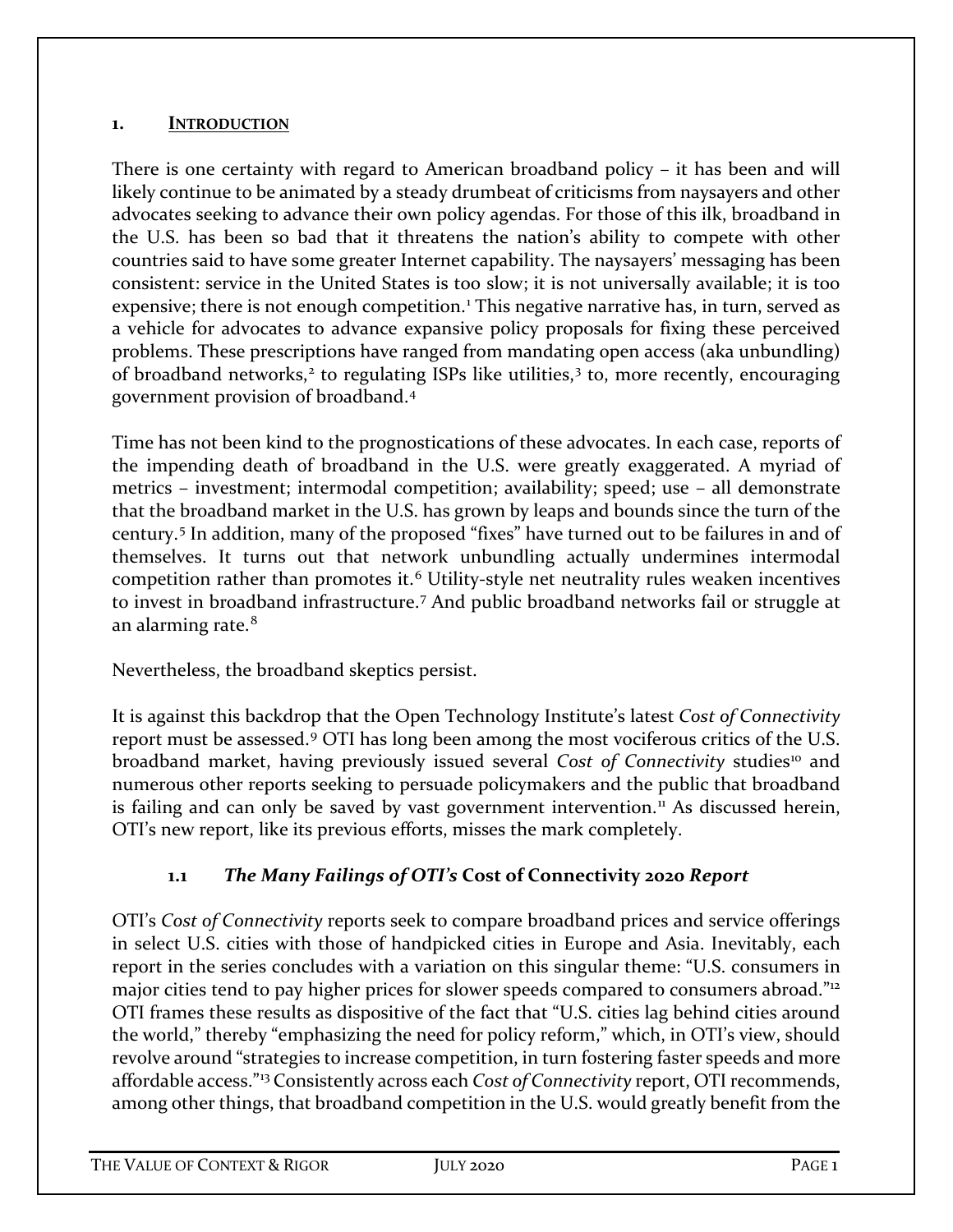## 1. INTRODUCTION

There is one certainty with regard to American broadband policy – it has been and will likely continue to be animated by a steady drumbeat of criticisms from naysayers and other advocates seeking to advance their own policy agendas. For those of this ilk, broadband in the U.S. has been so bad that it threatens the nation's ability to compete with other countries said to have some greater Internet capability. The naysayers' messaging has been consistent: service in the United States is too slow; it is not universally available; it is too expensive; there is not enough competition.[1] This negative narrative has, in turn, served as a vehicle for advocates to advance expansive policy proposals for fixing these perceived problems. These prescriptions have ranged from mandating open access (aka unbundling) of broadband networks,[2] to regulating ISPs like utilities,[3] to, more recently, encouraging government provision of broadband.[4]

Time has not been kind to the prognostications of these advocates. In each case, reports of the impending death of broadband in the U.S. were greatly exaggerated. A myriad of metrics – investment; intermodal competition; availability; speed; use – all demonstrate that the broadband market in the U.S. has grown by leaps and bounds since the turn of the century.[5] In addition, many of the proposed "fixes" have turned out to be failures in and of themselves. It turns out that network unbundling actually undermines intermodal competition rather than promotes it.[6] Utility-style net neutrality rules weaken incentives to invest in broadband infrastructure.[7] And public broadband networks fail or struggle at an alarming rate.[8]

Nevertheless, the broadband skeptics persist.

It is against this backdrop that the Open Technology Institute's latest *Cost of Connectivity* report must be assessed.[9] OTI has long been among the most vociferous critics of the U.S. broadband market, having previously issued several *Cost of Connectivity* studies[10] and numerous other reports seeking to persuade policymakers and the public that broadband is failing and can only be saved by vast government intervention.[11] As discussed herein, OTI's new report, like its previous efforts, misses the mark completely.

### 1.1 *The Many Failings of OTI's* Cost of Connectivity 2020 *Report*

OTI's *Cost of Connectivity* reports seek to compare broadband prices and service offerings in select U.S. cities with those of handpicked cities in Europe and Asia. Inevitably, each report in the series concludes with a variation on this singular theme: "U.S. consumers in major cities tend to pay higher prices for slower speeds compared to consumers abroad."[12] OTI frames these results as dispositive of the fact that "U.S. cities lag behind cities around the world," thereby "emphasizing the need for policy reform," which, in OTI's view, should revolve around "strategies to increase competition, in turn fostering faster speeds and more affordable access."[13] Consistently across each *Cost of Connectivity* report, OTI recommends, among other things, that broadband competition in the U.S. would greatly benefit from the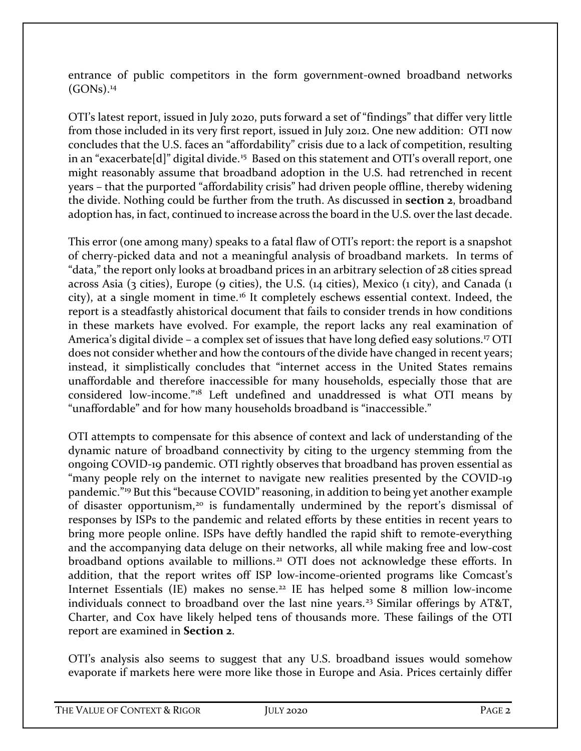entrance of public competitors in the form government-owned broadband networks (GONs).[14]

OTI's latest report, issued in July 2020, puts forward a set of "findings" that differ very little from those included in its very first report, issued in July 2012. One new addition: OTI now concludes that the U.S. faces an "affordability" crisis due to a lack of competition, resulting in an "exacerbate[d]" digital divide.[15] Based on this statement and OTI's overall report, one might reasonably assume that broadband adoption in the U.S. had retrenched in recent years – that the purported "affordability crisis" had driven people offline, thereby widening the divide. Nothing could be further from the truth. As discussed in **section 2**, broadband adoption has, in fact, continued to increase across the board in the U.S. over the last decade.

This error (one among many) speaks to a fatal flaw of OTI's report: the report is a snapshot of cherry-picked data and not a meaningful analysis of broadband markets. In terms of "data," the report only looks at broadband prices in an arbitrary selection of 28 cities spread across Asia (3 cities), Europe (9 cities), the U.S. (14 cities), Mexico (1 city), and Canada (1 city), at a single moment in time.[16] It completely eschews essential context. Indeed, the report is a steadfastly ahistorical document that fails to consider trends in how conditions in these markets have evolved. For example, the report lacks any real examination of America's digital divide – a complex set of issues that have long defied easy solutions.[17] OTI does not consider whether and how the contours of the divide have changed in recent years; instead, it simplistically concludes that "internet access in the United States remains unaffordable and therefore inaccessible for many households, especially those that are considered low-income."[18] Left undefined and unaddressed is what OTI means by "unaffordable" and for how many households broadband is "inaccessible."

OTI attempts to compensate for this absence of context and lack of understanding of the dynamic nature of broadband connectivity by citing to the urgency stemming from the ongoing COVID-19 pandemic. OTI rightly observes that broadband has proven essential as "many people rely on the internet to navigate new realities presented by the COVID-19 pandemic."[19] But this "because COVID" reasoning, in addition to being yet another example of disaster opportunism,[20] is fundamentally undermined by the report's dismissal of responses by ISPs to the pandemic and related efforts by these entities in recent years to bring more people online. ISPs have deftly handled the rapid shift to remote-everything and the accompanying data deluge on their networks, all while making free and low-cost broadband options available to millions.[21] OTI does not acknowledge these efforts. In addition, that the report writes off ISP low-income-oriented programs like Comcast's Internet Essentials (IE) makes no sense.[22] IE has helped some 8 million low-income individuals connect to broadband over the last nine years.[23] Similar offerings by AT&T, Charter, and Cox have likely helped tens of thousands more. These failings of the OTI report are examined in **Section 2**.

OTI's analysis also seems to suggest that any U.S. broadband issues would somehow evaporate if markets here were more like those in Europe and Asia. Prices certainly differ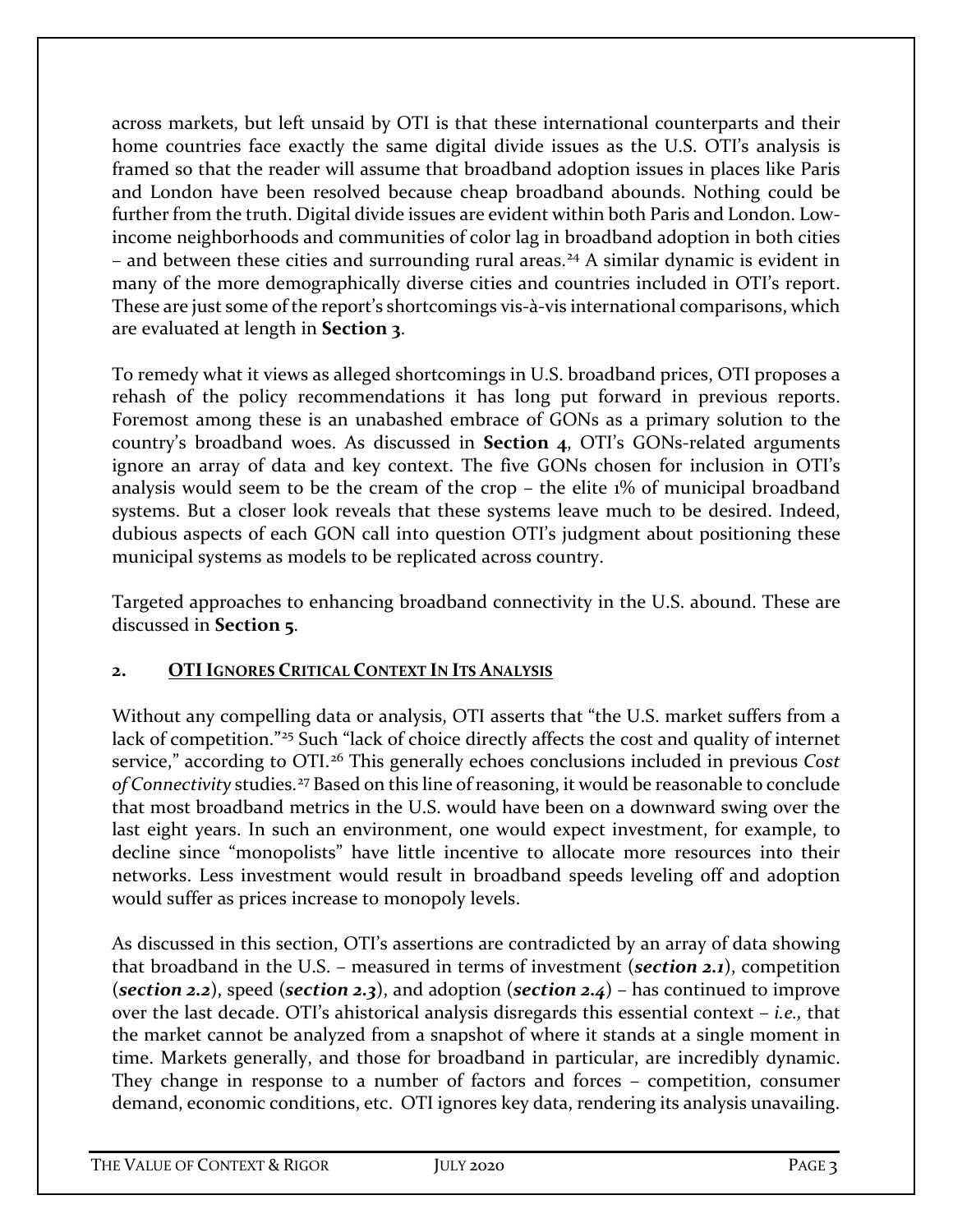across markets, but left unsaid by OTI is that these international counterparts and their home countries face exactly the same digital divide issues as the U.S. OTI's analysis is framed so that the reader will assume that broadband adoption issues in places like Paris and London have been resolved because cheap broadband abounds. Nothing could be further from the truth. Digital divide issues are evident within both Paris and London. Low-income neighborhoods and communities of color lag in broadband adoption in both cities – and between these cities and surrounding rural areas.[24] A similar dynamic is evident in many of the more demographically diverse cities and countries included in OTI's report. These are just some of the report's shortcomings vis-à-vis international comparisons, which are evaluated at length in **Section 3**.

To remedy what it views as alleged shortcomings in U.S. broadband prices, OTI proposes a rehash of the policy recommendations it has long put forward in previous reports. Foremost among these is an unabashed embrace of GONs as a primary solution to the country's broadband woes. As discussed in **Section 4**, OTI's GONs-related arguments ignore an array of data and key context. The five GONs chosen for inclusion in OTI's analysis would seem to be the cream of the crop – the elite 1% of municipal broadband systems. But a closer look reveals that these systems leave much to be desired. Indeed, dubious aspects of each GON call into question OTI's judgment about positioning these municipal systems as models to be replicated across country.

Targeted approaches to enhancing broadband connectivity in the U.S. abound. These are discussed in **Section 5**.

## 2. OTI Ignores Critical Context In Its Analysis

Without any compelling data or analysis, OTI asserts that "the U.S. market suffers from a lack of competition."[25] Such "lack of choice directly affects the cost and quality of internet service," according to OTI.[26] This generally echoes conclusions included in previous *Cost of Connectivity* studies.[27] Based on this line of reasoning, it would be reasonable to conclude that most broadband metrics in the U.S. would have been on a downward swing over the last eight years. In such an environment, one would expect investment, for example, to decline since "monopolists" have little incentive to allocate more resources into their networks. Less investment would result in broadband speeds leveling off and adoption would suffer as prices increase to monopoly levels.

As discussed in this section, OTI's assertions are contradicted by an array of data showing that broadband in the U.S. – measured in terms of investment (***section 2.1***), competition (***section 2.2***), speed (***section 2.3***), and adoption (***section 2.4***) – has continued to improve over the last decade. OTI's ahistorical analysis disregards this essential context – *i.e.,* that the market cannot be analyzed from a snapshot of where it stands at a single moment in time. Markets generally, and those for broadband in particular, are incredibly dynamic. They change in response to a number of factors and forces – competition, consumer demand, economic conditions, etc. OTI ignores key data, rendering its analysis unavailing.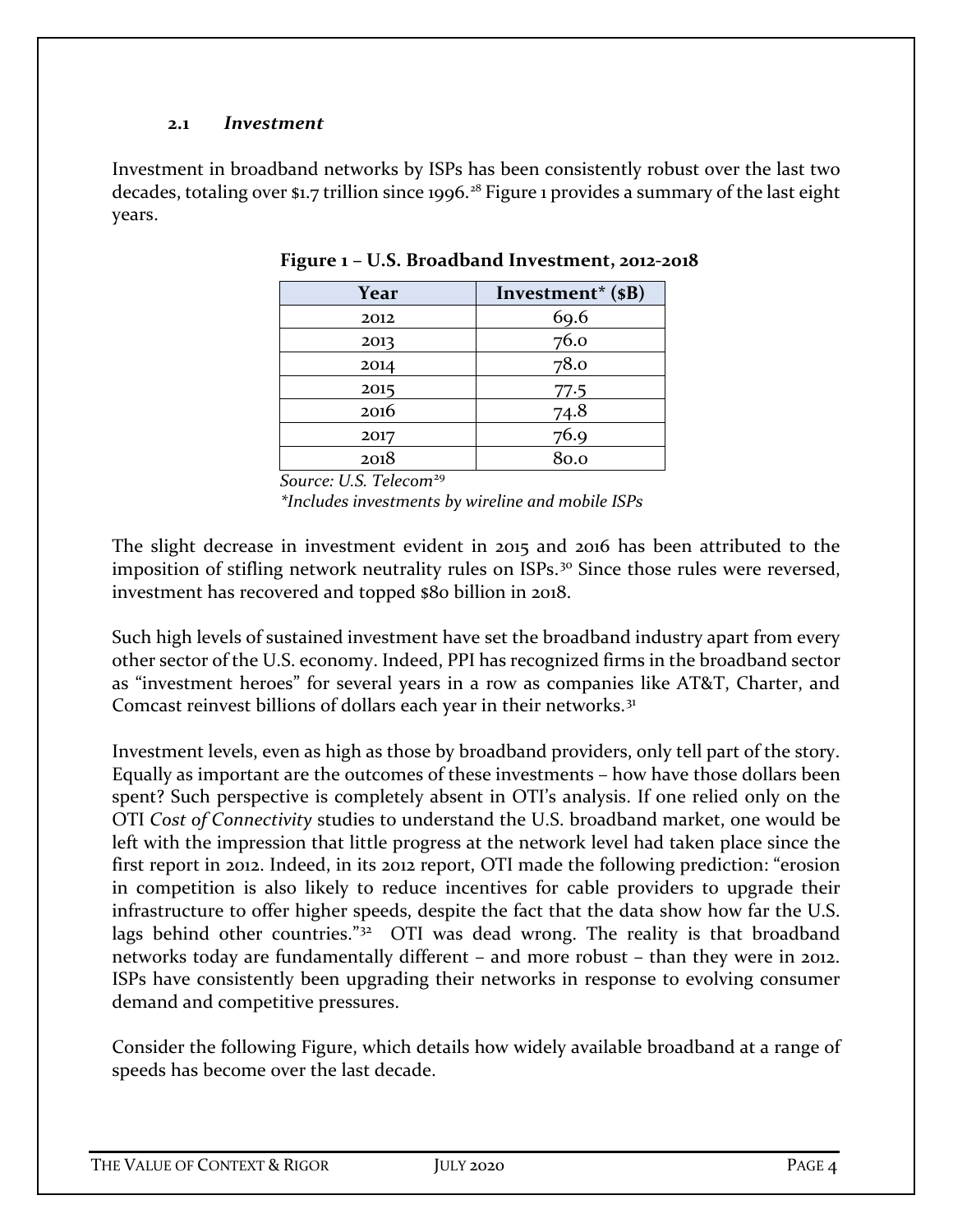### 2.1 *Investment*

Investment in broadband networks by ISPs has been consistently robust over the last two decades, totaling over $1.7 trillion since 1996.[28] Figure 1 provides a summary of the last eight years.

**Figure 1 – U.S. Broadband Investment, 2012-2018**

| Year | Investment* ($B) |
|---|---|
| 2012 | 69.6 |
| 2013 | 76.0 |
| 2014 | 78.0 |
| 2015 | 77.5 |
| 2016 | 74.8 |
| 2017 | 76.9 |
| 2018 | 80.0 |

*Source: U.S. Telecom*[29]
*\*Includes investments by wireline and mobile ISPs*

The slight decrease in investment evident in 2015 and 2016 has been attributed to the imposition of stifling network neutrality rules on ISPs.[30] Since those rules were reversed, investment has recovered and topped $80 billion in 2018.

Such high levels of sustained investment have set the broadband industry apart from every other sector of the U.S. economy. Indeed, PPI has recognized firms in the broadband sector as "investment heroes" for several years in a row as companies like AT&T, Charter, and Comcast reinvest billions of dollars each year in their networks.[31]

Investment levels, even as high as those by broadband providers, only tell part of the story. Equally as important are the outcomes of these investments – how have those dollars been spent? Such perspective is completely absent in OTI's analysis. If one relied only on the OTI *Cost of Connectivity* studies to understand the U.S. broadband market, one would be left with the impression that little progress at the network level had taken place since the first report in 2012. Indeed, in its 2012 report, OTI made the following prediction: "erosion in competition is also likely to reduce incentives for cable providers to upgrade their infrastructure to offer higher speeds, despite the fact that the data show how far the U.S. lags behind other countries."[32] OTI was dead wrong. The reality is that broadband networks today are fundamentally different – and more robust – than they were in 2012. ISPs have consistently been upgrading their networks in response to evolving consumer demand and competitive pressures.

Consider the following Figure, which details how widely available broadband at a range of speeds has become over the last decade.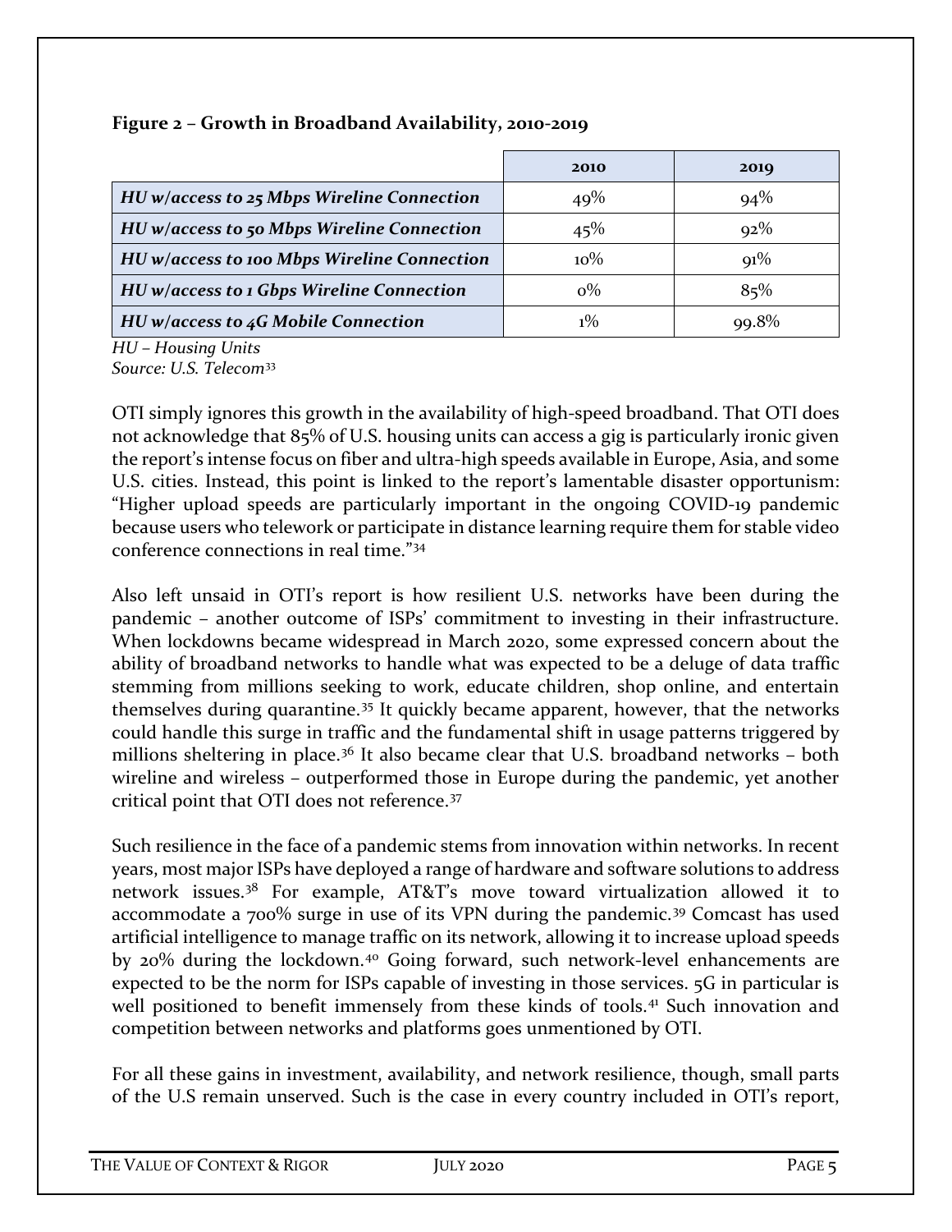**Figure 2 – Growth in Broadband Availability, 2010-2019**

| | 2010 | 2019 |
|---|---|---|
| *HU w/access to 25 Mbps Wireline Connection* | 49% | 94% |
| *HU w/access to 50 Mbps Wireline Connection* | 45% | 92% |
| *HU w/access to 100 Mbps Wireline Connection* | 10% | 91% |
| *HU w/access to 1 Gbps Wireline Connection* | 0% | 85% |
| *HU w/access to 4G Mobile Connection* | 1% | 99.8% |

*HU – Housing Units*
*Source: U.S. Telecom*[33]

OTI simply ignores this growth in the availability of high-speed broadband. That OTI does not acknowledge that 85% of U.S. housing units can access a gig is particularly ironic given the report's intense focus on fiber and ultra-high speeds available in Europe, Asia, and some U.S. cities. Instead, this point is linked to the report's lamentable disaster opportunism: "Higher upload speeds are particularly important in the ongoing COVID-19 pandemic because users who telework or participate in distance learning require them for stable video conference connections in real time."[34]

Also left unsaid in OTI's report is how resilient U.S. networks have been during the pandemic – another outcome of ISPs' commitment to investing in their infrastructure. When lockdowns became widespread in March 2020, some expressed concern about the ability of broadband networks to handle what was expected to be a deluge of data traffic stemming from millions seeking to work, educate children, shop online, and entertain themselves during quarantine.[35] It quickly became apparent, however, that the networks could handle this surge in traffic and the fundamental shift in usage patterns triggered by millions sheltering in place.[36] It also became clear that U.S. broadband networks – both wireline and wireless – outperformed those in Europe during the pandemic, yet another critical point that OTI does not reference.[37]

Such resilience in the face of a pandemic stems from innovation within networks. In recent years, most major ISPs have deployed a range of hardware and software solutions to address network issues.[38] For example, AT&T's move toward virtualization allowed it to accommodate a 700% surge in use of its VPN during the pandemic.[39] Comcast has used artificial intelligence to manage traffic on its network, allowing it to increase upload speeds by 20% during the lockdown.[40] Going forward, such network-level enhancements are expected to be the norm for ISPs capable of investing in those services. 5G in particular is well positioned to benefit immensely from these kinds of tools.[41] Such innovation and competition between networks and platforms goes unmentioned by OTI.

For all these gains in investment, availability, and network resilience, though, small parts of the U.S remain unserved. Such is the case in every country included in OTI's report,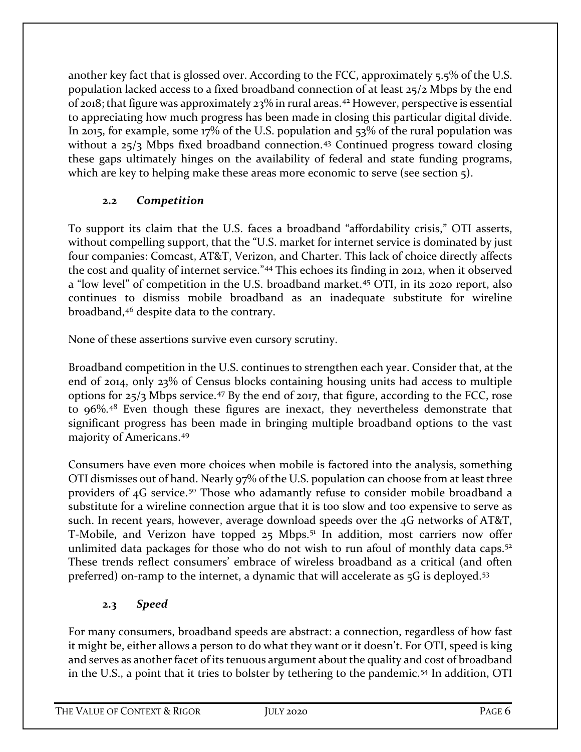another key fact that is glossed over. According to the FCC, approximately 5.5% of the U.S. population lacked access to a fixed broadband connection of at least 25/2 Mbps by the end of 2018; that figure was approximately 23% in rural areas.[42] However, perspective is essential to appreciating how much progress has been made in closing this particular digital divide. In 2015, for example, some 17% of the U.S. population and 53% of the rural population was without a 25/3 Mbps fixed broadband connection.[43] Continued progress toward closing these gaps ultimately hinges on the availability of federal and state funding programs, which are key to helping make these areas more economic to serve (see section 5).

### 2.2 *Competition*

To support its claim that the U.S. faces a broadband "affordability crisis," OTI asserts, without compelling support, that the "U.S. market for internet service is dominated by just four companies: Comcast, AT&T, Verizon, and Charter. This lack of choice directly affects the cost and quality of internet service."[44] This echoes its finding in 2012, when it observed a "low level" of competition in the U.S. broadband market.[45] OTI, in its 2020 report, also continues to dismiss mobile broadband as an inadequate substitute for wireline broadband,[46] despite data to the contrary.

None of these assertions survive even cursory scrutiny.

Broadband competition in the U.S. continues to strengthen each year. Consider that, at the end of 2014, only 23% of Census blocks containing housing units had access to multiple options for 25/3 Mbps service.[47] By the end of 2017, that figure, according to the FCC, rose to 96%.[48] Even though these figures are inexact, they nevertheless demonstrate that significant progress has been made in bringing multiple broadband options to the vast majority of Americans.[49]

Consumers have even more choices when mobile is factored into the analysis, something OTI dismisses out of hand. Nearly 97% of the U.S. population can choose from at least three providers of 4G service.[50] Those who adamantly refuse to consider mobile broadband a substitute for a wireline connection argue that it is too slow and too expensive to serve as such. In recent years, however, average download speeds over the 4G networks of AT&T, T-Mobile, and Verizon have topped 25 Mbps.[51] In addition, most carriers now offer unlimited data packages for those who do not wish to run afoul of monthly data caps.[52] These trends reflect consumers' embrace of wireless broadband as a critical (and often preferred) on-ramp to the internet, a dynamic that will accelerate as 5G is deployed.[53]

### 2.3 *Speed*

For many consumers, broadband speeds are abstract: a connection, regardless of how fast it might be, either allows a person to do what they want or it doesn't. For OTI, speed is king and serves as another facet of its tenuous argument about the quality and cost of broadband in the U.S., a point that it tries to bolster by tethering to the pandemic.[54] In addition, OTI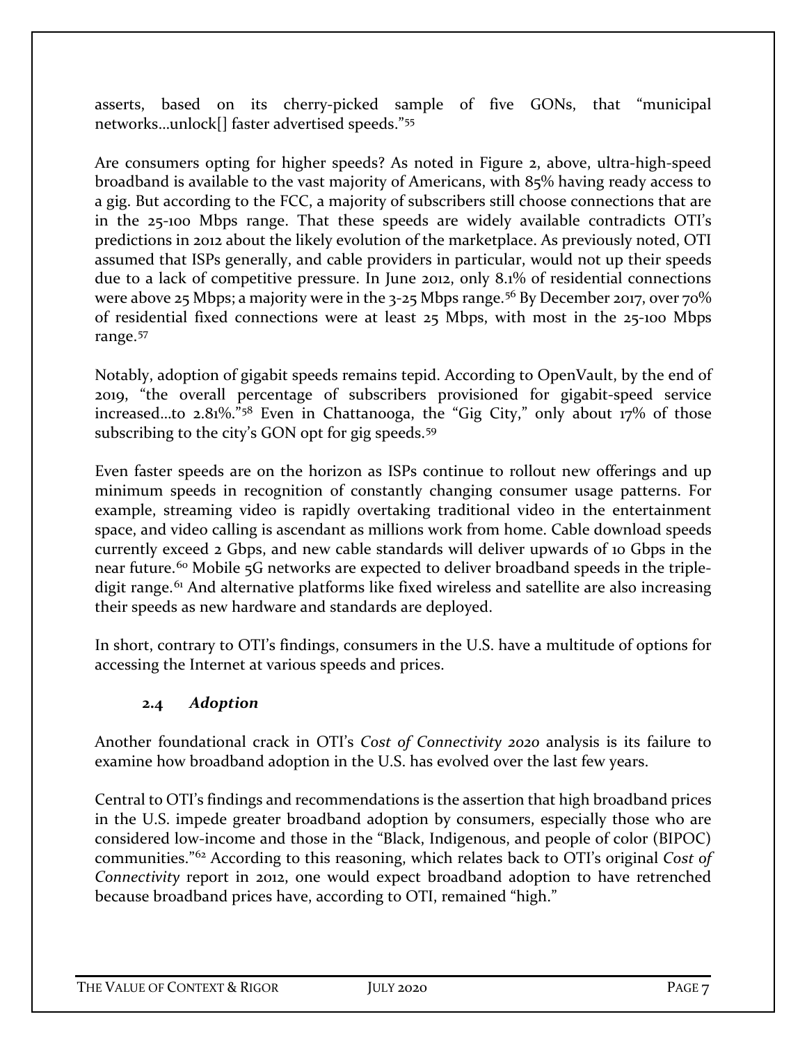asserts, based on its cherry-picked sample of five GONs, that "municipal networks…unlock[] faster advertised speeds."[55]

Are consumers opting for higher speeds? As noted in Figure 2, above, ultra-high-speed broadband is available to the vast majority of Americans, with 85% having ready access to a gig. But according to the FCC, a majority of subscribers still choose connections that are in the 25-100 Mbps range. That these speeds are widely available contradicts OTI's predictions in 2012 about the likely evolution of the marketplace. As previously noted, OTI assumed that ISPs generally, and cable providers in particular, would not up their speeds due to a lack of competitive pressure. In June 2012, only 8.1% of residential connections were above 25 Mbps; a majority were in the 3-25 Mbps range.[56] By December 2017, over 70% of residential fixed connections were at least 25 Mbps, with most in the 25-100 Mbps range.[57]

Notably, adoption of gigabit speeds remains tepid. According to OpenVault, by the end of 2019, "the overall percentage of subscribers provisioned for gigabit-speed service increased…to 2.81%."[58] Even in Chattanooga, the "Gig City," only about 17% of those subscribing to the city's GON opt for gig speeds.[59]

Even faster speeds are on the horizon as ISPs continue to rollout new offerings and up minimum speeds in recognition of constantly changing consumer usage patterns. For example, streaming video is rapidly overtaking traditional video in the entertainment space, and video calling is ascendant as millions work from home. Cable download speeds currently exceed 2 Gbps, and new cable standards will deliver upwards of 10 Gbps in the near future.[60] Mobile 5G networks are expected to deliver broadband speeds in the triple-digit range.[61] And alternative platforms like fixed wireless and satellite are also increasing their speeds as new hardware and standards are deployed.

In short, contrary to OTI's findings, consumers in the U.S. have a multitude of options for accessing the Internet at various speeds and prices.

### 2.4 *Adoption*

Another foundational crack in OTI's *Cost of Connectivity 2020* analysis is its failure to examine how broadband adoption in the U.S. has evolved over the last few years.

Central to OTI's findings and recommendations is the assertion that high broadband prices in the U.S. impede greater broadband adoption by consumers, especially those who are considered low-income and those in the "Black, Indigenous, and people of color (BIPOC) communities."[62] According to this reasoning, which relates back to OTI's original *Cost of Connectivity* report in 2012, one would expect broadband adoption to have retrenched because broadband prices have, according to OTI, remained "high."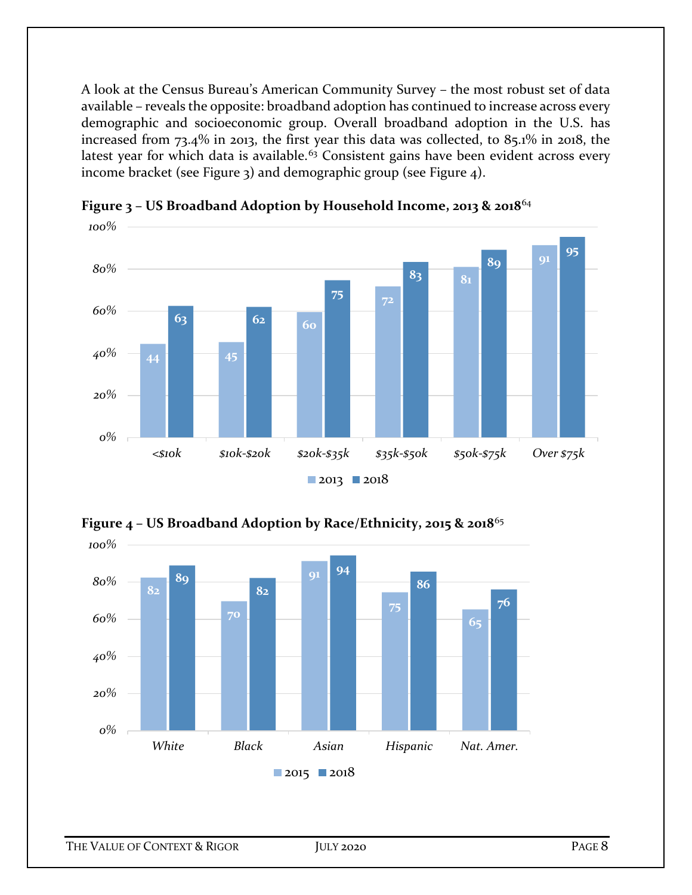A look at the Census Bureau's American Community Survey – the most robust set of data available – reveals the opposite: broadband adoption has continued to increase across every demographic and socioeconomic group. Overall broadband adoption in the U.S. has increased from 73.4% in 2013, the first year this data was collected, to 85.1% in 2018, the latest year for which data is available.[63] Consistent gains have been evident across every income bracket (see Figure 3) and demographic group (see Figure 4).

**Figure 3 – US Broadband Adoption by Household Income, 2013 & 2018**[64]

| Household Income | 2013 | 2018 |
|---|---|---|
| <$10k | 44 | 63 |
| $10k-$20k | 45 | 62 |
| $20k-$35k | 60 | 75 |
| $35k-$50k | 72 | 83 |
| $50k-$75k | 81 | 89 |
| Over $75k | 91 | 95 |

**Figure 4 – US Broadband Adoption by Race/Ethnicity, 2015 & 2018**[65]

| Race/Ethnicity | 2015 | 2018 |
|---|---|---|
| White | 82 | 89 |
| Black | 70 | 82 |
| Asian | 91 | 94 |
| Hispanic | 75 | 86 |
| Nat. Amer. | 65 | 76 |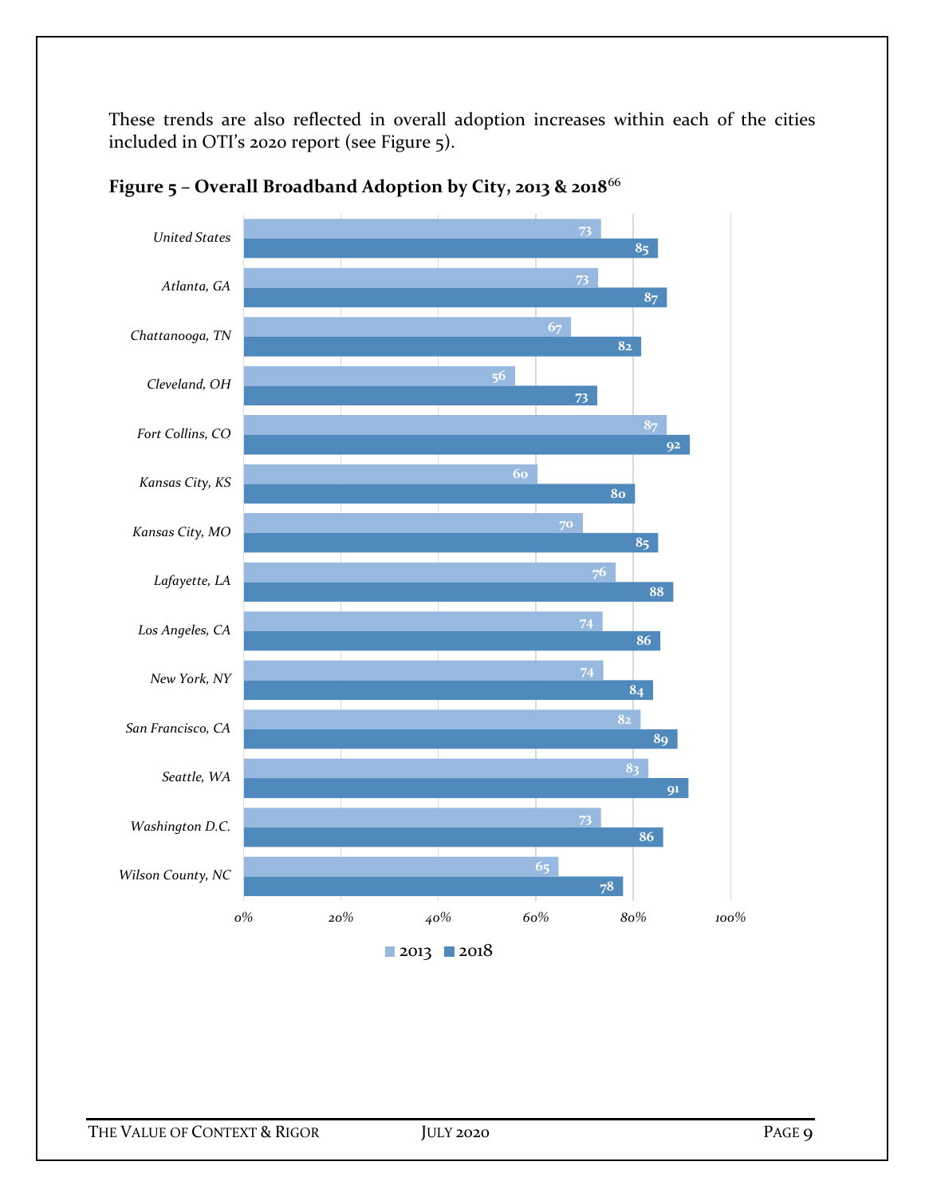These trends are also reflected in overall adoption increases within each of the cities included in OTI's 2020 report (see Figure 5).

**Figure 5 – Overall Broadband Adoption by City, 2013 & 2018**[66]

| | 2013 | 2018 |
|---|---|---|
| United States | 73 | 85 |
| Atlanta, GA | 73 | 87 |
| Chattanooga, TN | 67 | 82 |
| Cleveland, OH | 56 | 73 |
| Fort Collins, CO | 87 | 92 |
| Kansas City, KS | 60 | 80 |
| Kansas City, MO | 70 | 85 |
| Lafayette, LA | 76 | 88 |
| Los Angeles, CA | 74 | 86 |
| New York, NY | 74 | 84 |
| San Francisco, CA | 82 | 89 |
| Seattle, WA | 83 | 91 |
| Washington D.C. | 73 | 86 |
| Wilson County, NC | 65 | 78 |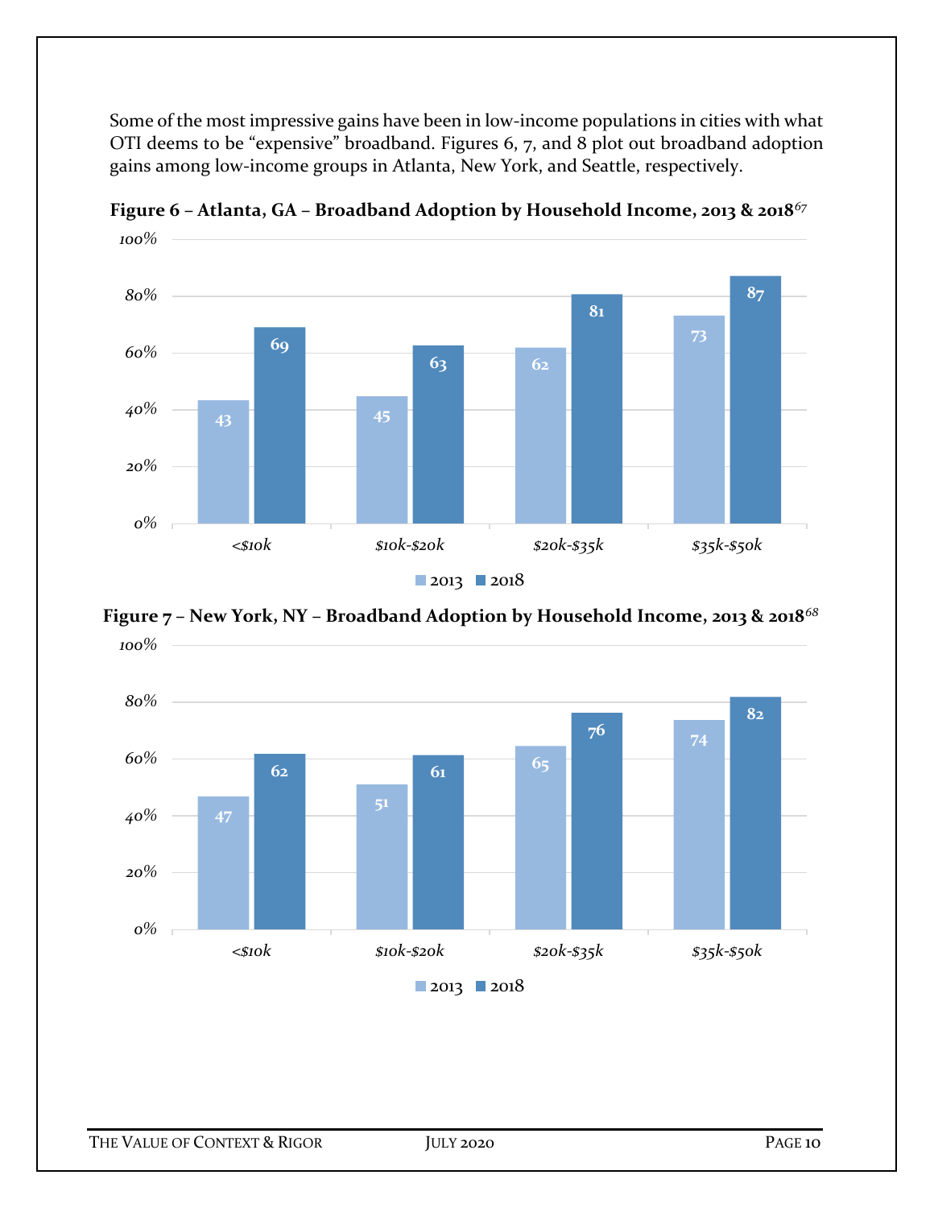Some of the most impressive gains have been in low-income populations in cities with what OTI deems to be "expensive" broadband. Figures 6, 7, and 8 plot out broadband adoption gains among low-income groups in Atlanta, New York, and Seattle, respectively.

**Figure 6 – Atlanta, GA – Broadband Adoption by Household Income, 2013 & 2018**[67]

| Household Income | 2013 | 2018 |
|---|---|---|
| <$10k | 43 | 69 |
| $10k-$20k | 45 | 63 |
| $20k-$35k | 62 | 81 |
| $35k-$50k | 73 | 87 |

**Figure 7 – New York, NY – Broadband Adoption by Household Income, 2013 & 2018**[68]

| Household Income | 2013 | 2018 |
|---|---|---|
| <$10k | 47 | 62 |
| $10k-$20k | 51 | 61 |
| $20k-$35k | 65 | 76 |
| $35k-$50k | 74 | 82 |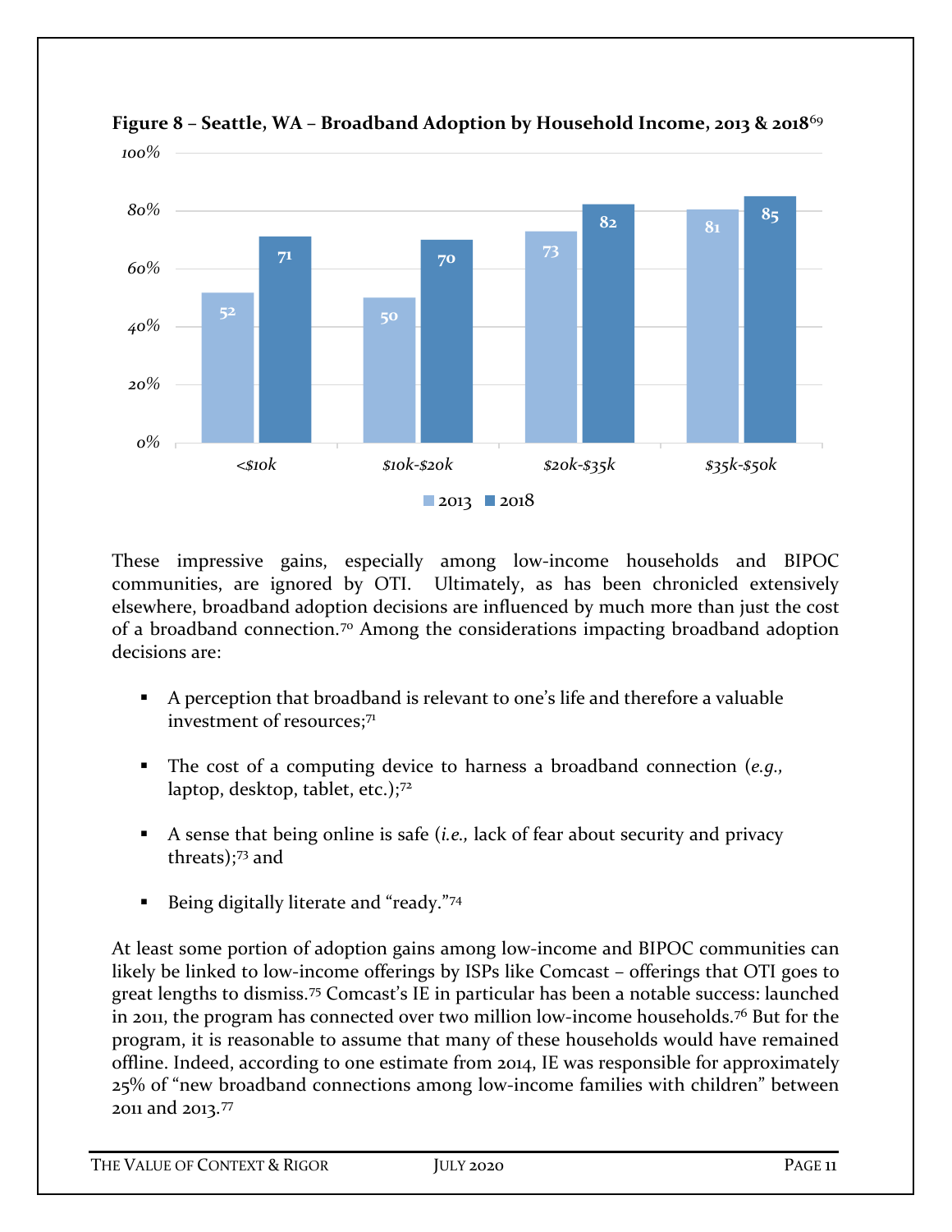**Figure 8 – Seattle, WA – Broadband Adoption by Household Income, 2013 & 2018**[69]

| Household Income | 2013 | 2018 |
|---|---|---|
| <$10k | 52 | 71 |
| $10k-$20k | 50 | 70 |
| $20k-$35k | 73 | 82 |
| $35k-$50k | 81 | 85 |

These impressive gains, especially among low-income households and BIPOC communities, are ignored by OTI. Ultimately, as has been chronicled extensively elsewhere, broadband adoption decisions are influenced by much more than just the cost of a broadband connection.[70] Among the considerations impacting broadband adoption decisions are:

- A perception that broadband is relevant to one's life and therefore a valuable investment of resources;[71]
- The cost of a computing device to harness a broadband connection (*e.g.*, laptop, desktop, tablet, etc.);[72]
- A sense that being online is safe (*i.e.*, lack of fear about security and privacy threats);[73] and
- Being digitally literate and "ready."[74]

At least some portion of adoption gains among low-income and BIPOC communities can likely be linked to low-income offerings by ISPs like Comcast – offerings that OTI goes to great lengths to dismiss.[75] Comcast's IE in particular has been a notable success: launched in 2011, the program has connected over two million low-income households.[76] But for the program, it is reasonable to assume that many of these households would have remained offline. Indeed, according to one estimate from 2014, IE was responsible for approximately 25% of "new broadband connections among low-income families with children" between 2011 and 2013.[77]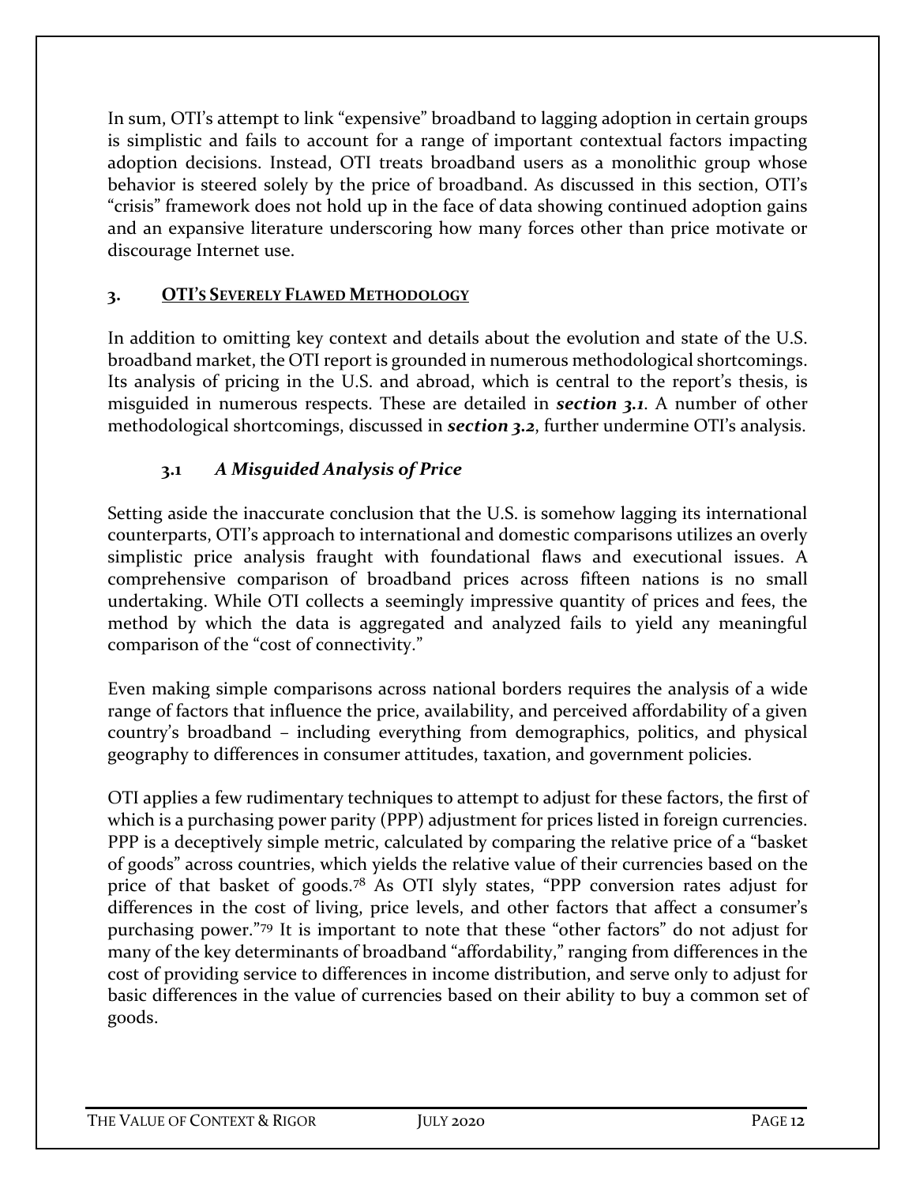In sum, OTI's attempt to link "expensive" broadband to lagging adoption in certain groups is simplistic and fails to account for a range of important contextual factors impacting adoption decisions. Instead, OTI treats broadband users as a monolithic group whose behavior is steered solely by the price of broadband. As discussed in this section, OTI's "crisis" framework does not hold up in the face of data showing continued adoption gains and an expansive literature underscoring how many forces other than price motivate or discourage Internet use.

## 3. OTI's Severely Flawed Methodology

In addition to omitting key context and details about the evolution and state of the U.S. broadband market, the OTI report is grounded in numerous methodological shortcomings. Its analysis of pricing in the U.S. and abroad, which is central to the report's thesis, is misguided in numerous respects. These are detailed in ***section 3.1***. A number of other methodological shortcomings, discussed in ***section 3.2***, further undermine OTI's analysis.

### 3.1 *A Misguided Analysis of Price*

Setting aside the inaccurate conclusion that the U.S. is somehow lagging its international counterparts, OTI's approach to international and domestic comparisons utilizes an overly simplistic price analysis fraught with foundational flaws and executional issues. A comprehensive comparison of broadband prices across fifteen nations is no small undertaking. While OTI collects a seemingly impressive quantity of prices and fees, the method by which the data is aggregated and analyzed fails to yield any meaningful comparison of the "cost of connectivity."

Even making simple comparisons across national borders requires the analysis of a wide range of factors that influence the price, availability, and perceived affordability of a given country's broadband – including everything from demographics, politics, and physical geography to differences in consumer attitudes, taxation, and government policies.

OTI applies a few rudimentary techniques to attempt to adjust for these factors, the first of which is a purchasing power parity (PPP) adjustment for prices listed in foreign currencies. PPP is a deceptively simple metric, calculated by comparing the relative price of a "basket of goods" across countries, which yields the relative value of their currencies based on the price of that basket of goods.[78] As OTI slyly states, "PPP conversion rates adjust for differences in the cost of living, price levels, and other factors that affect a consumer's purchasing power."[79] It is important to note that these "other factors" do not adjust for many of the key determinants of broadband "affordability," ranging from differences in the cost of providing service to differences in income distribution, and serve only to adjust for basic differences in the value of currencies based on their ability to buy a common set of goods.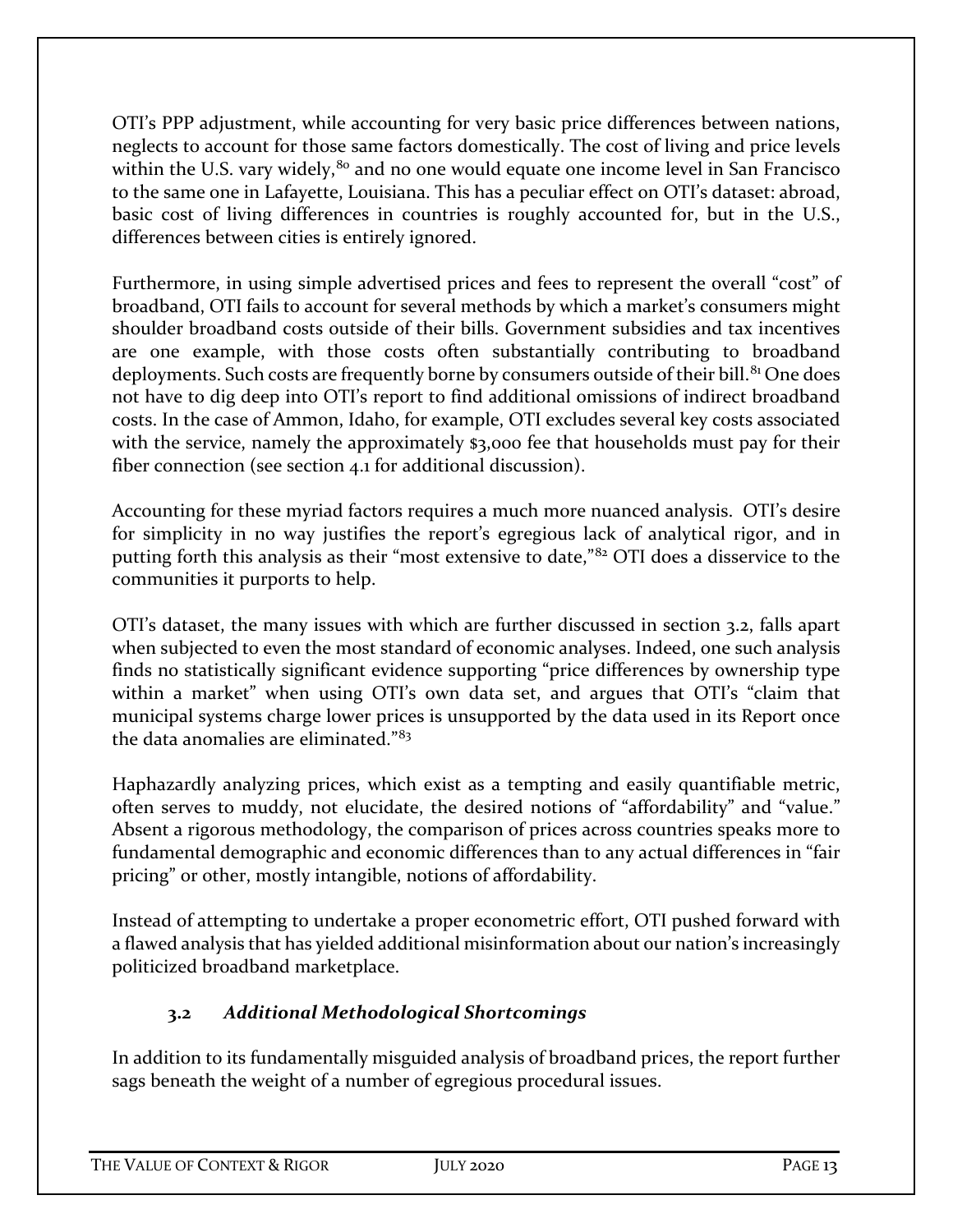OTI's PPP adjustment, while accounting for very basic price differences between nations, neglects to account for those same factors domestically. The cost of living and price levels within the U.S. vary widely,[80] and no one would equate one income level in San Francisco to the same one in Lafayette, Louisiana. This has a peculiar effect on OTI's dataset: abroad, basic cost of living differences in countries is roughly accounted for, but in the U.S., differences between cities is entirely ignored.

Furthermore, in using simple advertised prices and fees to represent the overall "cost" of broadband, OTI fails to account for several methods by which a market's consumers might shoulder broadband costs outside of their bills. Government subsidies and tax incentives are one example, with those costs often substantially contributing to broadband deployments. Such costs are frequently borne by consumers outside of their bill.[81] One does not have to dig deep into OTI's report to find additional omissions of indirect broadband costs. In the case of Ammon, Idaho, for example, OTI excludes several key costs associated with the service, namely the approximately $3,000 fee that households must pay for their fiber connection (see section 4.1 for additional discussion).

Accounting for these myriad factors requires a much more nuanced analysis. OTI's desire for simplicity in no way justifies the report's egregious lack of analytical rigor, and in putting forth this analysis as their "most extensive to date,"[82] OTI does a disservice to the communities it purports to help.

OTI's dataset, the many issues with which are further discussed in section 3.2, falls apart when subjected to even the most standard of economic analyses. Indeed, one such analysis finds no statistically significant evidence supporting "price differences by ownership type within a market" when using OTI's own data set, and argues that OTI's "claim that municipal systems charge lower prices is unsupported by the data used in its Report once the data anomalies are eliminated."[83]

Haphazardly analyzing prices, which exist as a tempting and easily quantifiable metric, often serves to muddy, not elucidate, the desired notions of "affordability" and "value." Absent a rigorous methodology, the comparison of prices across countries speaks more to fundamental demographic and economic differences than to any actual differences in "fair pricing" or other, mostly intangible, notions of affordability.

Instead of attempting to undertake a proper econometric effort, OTI pushed forward with a flawed analysis that has yielded additional misinformation about our nation's increasingly politicized broadband marketplace.

### 3.2 *Additional Methodological Shortcomings*

In addition to its fundamentally misguided analysis of broadband prices, the report further sags beneath the weight of a number of egregious procedural issues.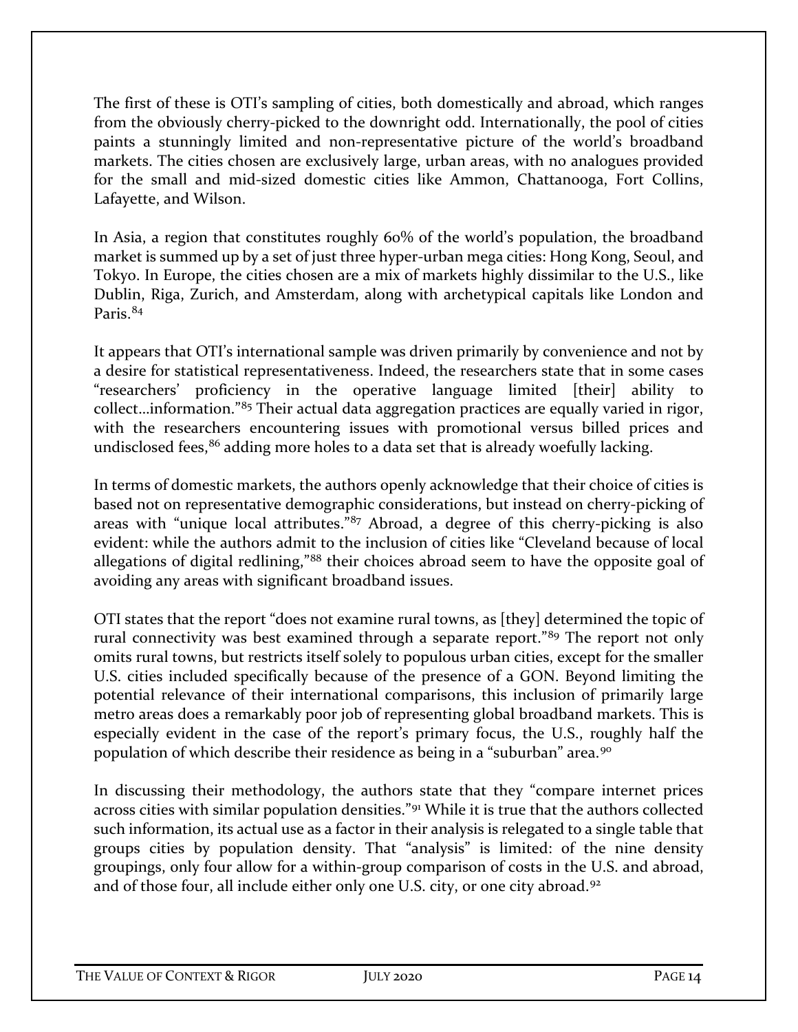The first of these is OTI's sampling of cities, both domestically and abroad, which ranges from the obviously cherry-picked to the downright odd. Internationally, the pool of cities paints a stunningly limited and non-representative picture of the world's broadband markets. The cities chosen are exclusively large, urban areas, with no analogues provided for the small and mid-sized domestic cities like Ammon, Chattanooga, Fort Collins, Lafayette, and Wilson.

In Asia, a region that constitutes roughly 60% of the world's population, the broadband market is summed up by a set of just three hyper-urban mega cities: Hong Kong, Seoul, and Tokyo. In Europe, the cities chosen are a mix of markets highly dissimilar to the U.S., like Dublin, Riga, Zurich, and Amsterdam, along with archetypical capitals like London and Paris.[84]

It appears that OTI's international sample was driven primarily by convenience and not by a desire for statistical representativeness. Indeed, the researchers state that in some cases "researchers' proficiency in the operative language limited [their] ability to collect…information."[85] Their actual data aggregation practices are equally varied in rigor, with the researchers encountering issues with promotional versus billed prices and undisclosed fees,[86] adding more holes to a data set that is already woefully lacking.

In terms of domestic markets, the authors openly acknowledge that their choice of cities is based not on representative demographic considerations, but instead on cherry-picking of areas with "unique local attributes."[87] Abroad, a degree of this cherry-picking is also evident: while the authors admit to the inclusion of cities like "Cleveland because of local allegations of digital redlining,"[88] their choices abroad seem to have the opposite goal of avoiding any areas with significant broadband issues.

OTI states that the report "does not examine rural towns, as [they] determined the topic of rural connectivity was best examined through a separate report."[89] The report not only omits rural towns, but restricts itself solely to populous urban cities, except for the smaller U.S. cities included specifically because of the presence of a GON. Beyond limiting the potential relevance of their international comparisons, this inclusion of primarily large metro areas does a remarkably poor job of representing global broadband markets. This is especially evident in the case of the report's primary focus, the U.S., roughly half the population of which describe their residence as being in a "suburban" area.[90]

In discussing their methodology, the authors state that they "compare internet prices across cities with similar population densities."[91] While it is true that the authors collected such information, its actual use as a factor in their analysis is relegated to a single table that groups cities by population density. That "analysis" is limited: of the nine density groupings, only four allow for a within-group comparison of costs in the U.S. and abroad, and of those four, all include either only one U.S. city, or one city abroad.[92]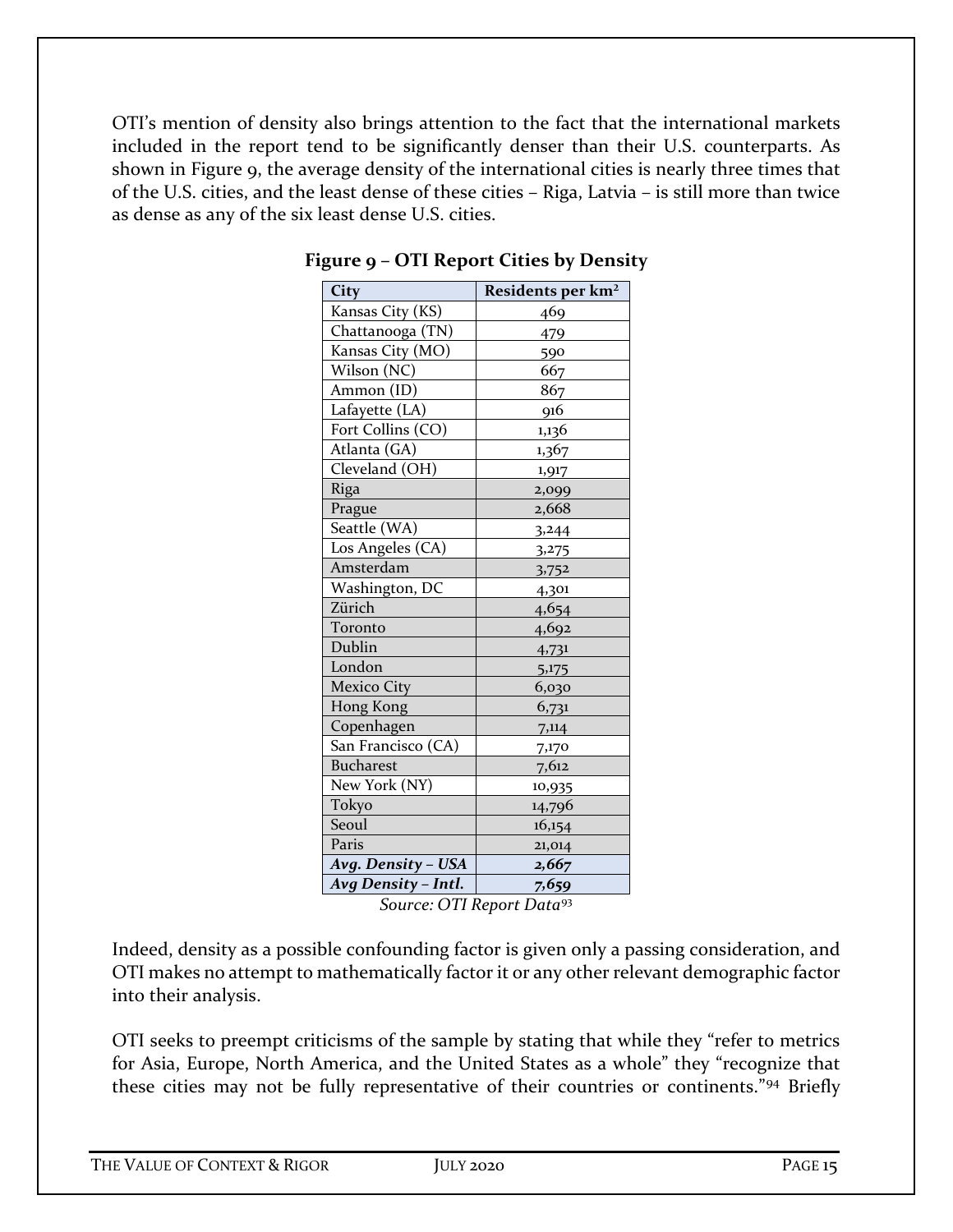OTI's mention of density also brings attention to the fact that the international markets included in the report tend to be significantly denser than their U.S. counterparts. As shown in Figure 9, the average density of the international cities is nearly three times that of the U.S. cities, and the least dense of these cities – Riga, Latvia – is still more than twice as dense as any of the six least dense U.S. cities.

**Figure 9 – OTI Report Cities by Density**

| City | Residents per km² |
|---|---|
| Kansas City (KS) | 469 |
| Chattanooga (TN) | 479 |
| Kansas City (MO) | 590 |
| Wilson (NC) | 667 |
| Ammon (ID) | 867 |
| Lafayette (LA) | 916 |
| Fort Collins (CO) | 1,136 |
| Atlanta (GA) | 1,367 |
| Cleveland (OH) | 1,917 |
| Riga | 2,099 |
| Prague | 2,668 |
| Seattle (WA) | 3,244 |
| Los Angeles (CA) | 3,275 |
| Amsterdam | 3,752 |
| Washington, DC | 4,301 |
| Zürich | 4,654 |
| Toronto | 4,692 |
| Dublin | 4,731 |
| London | 5,175 |
| Mexico City | 6,030 |
| Hong Kong | 6,731 |
| Copenhagen | 7,114 |
| San Francisco (CA) | 7,170 |
| Bucharest | 7,612 |
| New York (NY) | 10,935 |
| Tokyo | 14,796 |
| Seoul | 16,154 |
| Paris | 21,014 |
| ***Avg. Density – USA*** | ***2,667*** |
| ***Avg Density – Intl.*** | ***7,659*** |

*Source: OTI Report Data*[93]

Indeed, density as a possible confounding factor is given only a passing consideration, and OTI makes no attempt to mathematically factor it or any other relevant demographic factor into their analysis.

OTI seeks to preempt criticisms of the sample by stating that while they "refer to metrics for Asia, Europe, North America, and the United States as a whole" they "recognize that these cities may not be fully representative of their countries or continents."[94] Briefly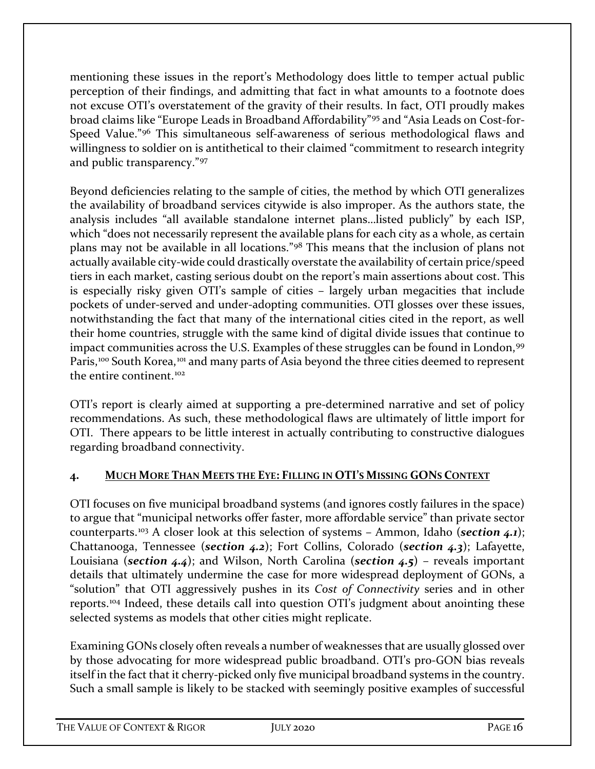mentioning these issues in the report's Methodology does little to temper actual public perception of their findings, and admitting that fact in what amounts to a footnote does not excuse OTI's overstatement of the gravity of their results. In fact, OTI proudly makes broad claims like "Europe Leads in Broadband Affordability"[95] and "Asia Leads on Cost-for-Speed Value."[96] This simultaneous self-awareness of serious methodological flaws and willingness to soldier on is antithetical to their claimed "commitment to research integrity and public transparency."[97]

Beyond deficiencies relating to the sample of cities, the method by which OTI generalizes the availability of broadband services citywide is also improper. As the authors state, the analysis includes "all available standalone internet plans…listed publicly" by each ISP, which "does not necessarily represent the available plans for each city as a whole, as certain plans may not be available in all locations."[98] This means that the inclusion of plans not actually available city-wide could drastically overstate the availability of certain price/speed tiers in each market, casting serious doubt on the report's main assertions about cost. This is especially risky given OTI's sample of cities – largely urban megacities that include pockets of under-served and under-adopting communities. OTI glosses over these issues, notwithstanding the fact that many of the international cities cited in the report, as well their home countries, struggle with the same kind of digital divide issues that continue to impact communities across the U.S. Examples of these struggles can be found in London,[99] Paris,[100] South Korea,[101] and many parts of Asia beyond the three cities deemed to represent the entire continent.[102]

OTI's report is clearly aimed at supporting a pre-determined narrative and set of policy recommendations. As such, these methodological flaws are ultimately of little import for OTI. There appears to be little interest in actually contributing to constructive dialogues regarding broadband connectivity.

## 4. Much More Than Meets the Eye: Filling in OTI's Missing GONs Context

OTI focuses on five municipal broadband systems (and ignores costly failures in the space) to argue that "municipal networks offer faster, more affordable service" than private sector counterparts.[103] A closer look at this selection of systems – Ammon, Idaho (***section 4.1***); Chattanooga, Tennessee (***section 4.2***); Fort Collins, Colorado (***section 4.3***); Lafayette, Louisiana (***section 4.4***); and Wilson, North Carolina (***section 4.5***) – reveals important details that ultimately undermine the case for more widespread deployment of GONs, a "solution" that OTI aggressively pushes in its *Cost of Connectivity* series and in other reports.[104] Indeed, these details call into question OTI's judgment about anointing these selected systems as models that other cities might replicate.

Examining GONs closely often reveals a number of weaknesses that are usually glossed over by those advocating for more widespread public broadband. OTI's pro-GON bias reveals itself in the fact that it cherry-picked only five municipal broadband systems in the country. Such a small sample is likely to be stacked with seemingly positive examples of successful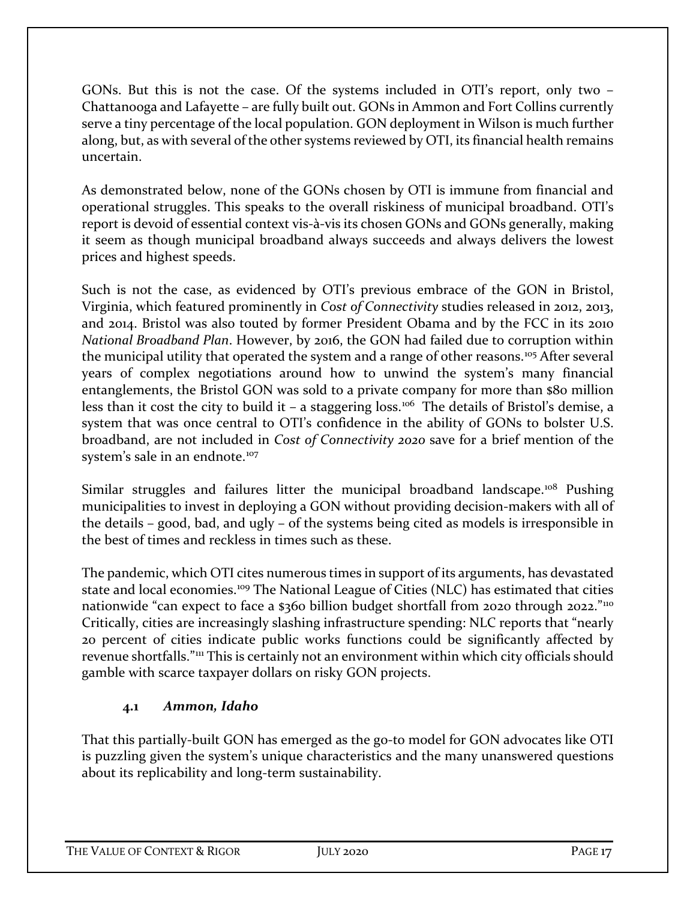GONs. But this is not the case. Of the systems included in OTI's report, only two – Chattanooga and Lafayette – are fully built out. GONs in Ammon and Fort Collins currently serve a tiny percentage of the local population. GON deployment in Wilson is much further along, but, as with several of the other systems reviewed by OTI, its financial health remains uncertain.

As demonstrated below, none of the GONs chosen by OTI is immune from financial and operational struggles. This speaks to the overall riskiness of municipal broadband. OTI's report is devoid of essential context vis-à-vis its chosen GONs and GONs generally, making it seem as though municipal broadband always succeeds and always delivers the lowest prices and highest speeds.

Such is not the case, as evidenced by OTI's previous embrace of the GON in Bristol, Virginia, which featured prominently in *Cost of Connectivity* studies released in 2012, 2013, and 2014. Bristol was also touted by former President Obama and by the FCC in its 2010 *National Broadband Plan*. However, by 2016, the GON had failed due to corruption within the municipal utility that operated the system and a range of other reasons.[105] After several years of complex negotiations around how to unwind the system's many financial entanglements, the Bristol GON was sold to a private company for more than $80 million less than it cost the city to build it – a staggering loss.[106] The details of Bristol's demise, a system that was once central to OTI's confidence in the ability of GONs to bolster U.S. broadband, are not included in *Cost of Connectivity 2020* save for a brief mention of the system's sale in an endnote.[107]

Similar struggles and failures litter the municipal broadband landscape.[108] Pushing municipalities to invest in deploying a GON without providing decision-makers with all of the details – good, bad, and ugly – of the systems being cited as models is irresponsible in the best of times and reckless in times such as these.

The pandemic, which OTI cites numerous times in support of its arguments, has devastated state and local economies.[109] The National League of Cities (NLC) has estimated that cities nationwide "can expect to face a $360 billion budget shortfall from 2020 through 2022."[110] Critically, cities are increasingly slashing infrastructure spending: NLC reports that "nearly 20 percent of cities indicate public works functions could be significantly affected by revenue shortfalls."[111] This is certainly not an environment within which city officials should gamble with scarce taxpayer dollars on risky GON projects.

### 4.1 *Ammon, Idaho*

That this partially-built GON has emerged as the go-to model for GON advocates like OTI is puzzling given the system's unique characteristics and the many unanswered questions about its replicability and long-term sustainability.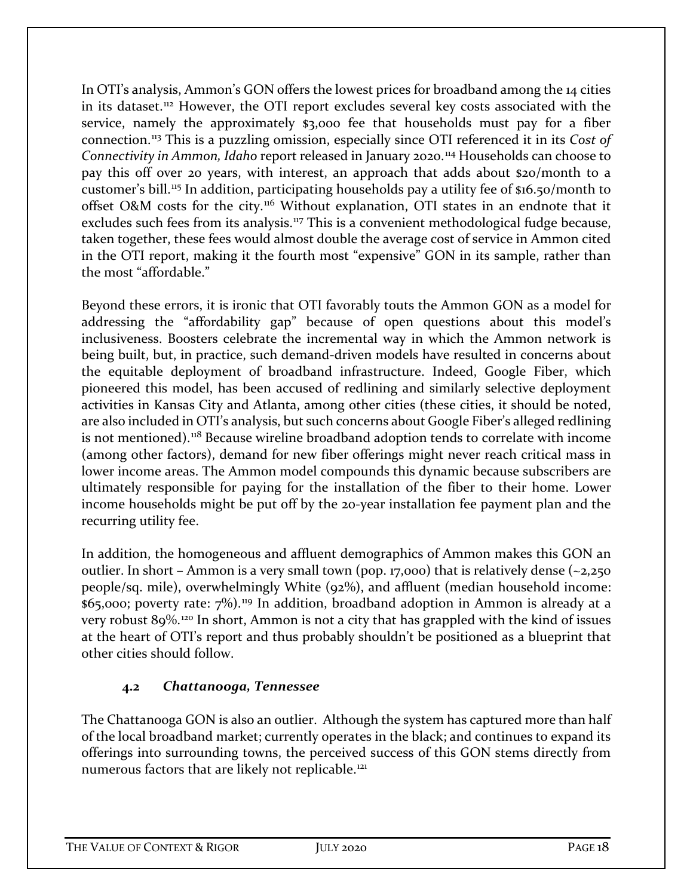In OTI's analysis, Ammon's GON offers the lowest prices for broadband among the 14 cities in its dataset.[112] However, the OTI report excludes several key costs associated with the service, namely the approximately $3,000 fee that households must pay for a fiber connection.[113] This is a puzzling omission, especially since OTI referenced it in its *Cost of Connectivity in Ammon, Idaho* report released in January 2020.[114] Households can choose to pay this off over 20 years, with interest, an approach that adds about $20/month to a customer's bill.[115] In addition, participating households pay a utility fee of $16.50/month to offset O&M costs for the city.[116] Without explanation, OTI states in an endnote that it excludes such fees from its analysis.[117] This is a convenient methodological fudge because, taken together, these fees would almost double the average cost of service in Ammon cited in the OTI report, making it the fourth most "expensive" GON in its sample, rather than the most "affordable."

Beyond these errors, it is ironic that OTI favorably touts the Ammon GON as a model for addressing the "affordability gap" because of open questions about this model's inclusiveness. Boosters celebrate the incremental way in which the Ammon network is being built, but, in practice, such demand-driven models have resulted in concerns about the equitable deployment of broadband infrastructure. Indeed, Google Fiber, which pioneered this model, has been accused of redlining and similarly selective deployment activities in Kansas City and Atlanta, among other cities (these cities, it should be noted, are also included in OTI's analysis, but such concerns about Google Fiber's alleged redlining is not mentioned).[118] Because wireline broadband adoption tends to correlate with income (among other factors), demand for new fiber offerings might never reach critical mass in lower income areas. The Ammon model compounds this dynamic because subscribers are ultimately responsible for paying for the installation of the fiber to their home. Lower income households might be put off by the 20-year installation fee payment plan and the recurring utility fee.

In addition, the homogeneous and affluent demographics of Ammon makes this GON an outlier. In short – Ammon is a very small town (pop. 17,000) that is relatively dense (~2,250 people/sq. mile), overwhelmingly White (92%), and affluent (median household income: $65,000; poverty rate: 7%).[119] In addition, broadband adoption in Ammon is already at a very robust 89%.[120] In short, Ammon is not a city that has grappled with the kind of issues at the heart of OTI's report and thus probably shouldn't be positioned as a blueprint that other cities should follow.

### 4.2 *Chattanooga, Tennessee*

The Chattanooga GON is also an outlier. Although the system has captured more than half of the local broadband market; currently operates in the black; and continues to expand its offerings into surrounding towns, the perceived success of this GON stems directly from numerous factors that are likely not replicable.[121]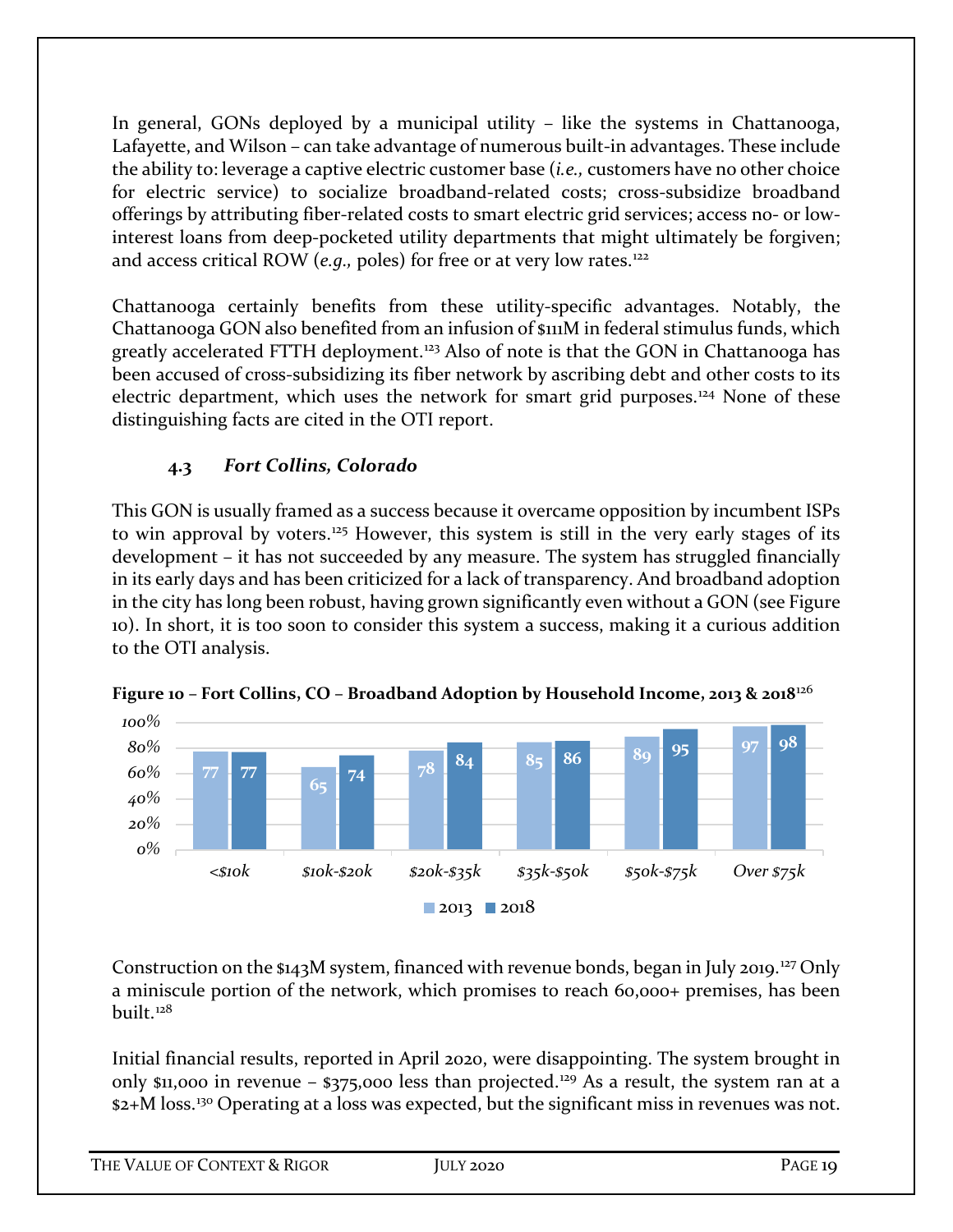In general, GONs deployed by a municipal utility – like the systems in Chattanooga, Lafayette, and Wilson – can take advantage of numerous built-in advantages. These include the ability to: leverage a captive electric customer base (*i.e.,* customers have no other choice for electric service) to socialize broadband-related costs; cross-subsidize broadband offerings by attributing fiber-related costs to smart electric grid services; access no- or low-interest loans from deep-pocketed utility departments that might ultimately be forgiven; and access critical ROW (*e.g.,* poles) for free or at very low rates.[122]

Chattanooga certainly benefits from these utility-specific advantages. Notably, the Chattanooga GON also benefited from an infusion of $111M in federal stimulus funds, which greatly accelerated FTTH deployment.[123] Also of note is that the GON in Chattanooga has been accused of cross-subsidizing its fiber network by ascribing debt and other costs to its electric department, which uses the network for smart grid purposes.[124] None of these distinguishing facts are cited in the OTI report.

### 4.3 *Fort Collins, Colorado*

This GON is usually framed as a success because it overcame opposition by incumbent ISPs to win approval by voters.[125] However, this system is still in the very early stages of its development – it has not succeeded by any measure. The system has struggled financially in its early days and has been criticized for a lack of transparency. And broadband adoption in the city has long been robust, having grown significantly even without a GON (see Figure 10). In short, it is too soon to consider this system a success, making it a curious addition to the OTI analysis.

**Figure 10 – Fort Collins, CO – Broadband Adoption by Household Income, 2013 & 2018**[126]

| Household Income | 2013 | 2018 |
|---|---|---|
| <$10k | 77 | 77 |
| $10k-$20k | 65 | 74 |
| $20k-$35k | 78 | 84 |
| $35k-$50k | 85 | 86 |
| $50k-$75k | 89 | 95 |
| Over $75k | 97 | 98 |

Construction on the $143M system, financed with revenue bonds, began in July 2019.[127] Only a miniscule portion of the network, which promises to reach 60,000+ premises, has been built.[128]

Initial financial results, reported in April 2020, were disappointing. The system brought in only $11,000 in revenue – $375,000 less than projected.[129] As a result, the system ran at a $2+M loss.[130] Operating at a loss was expected, but the significant miss in revenues was not.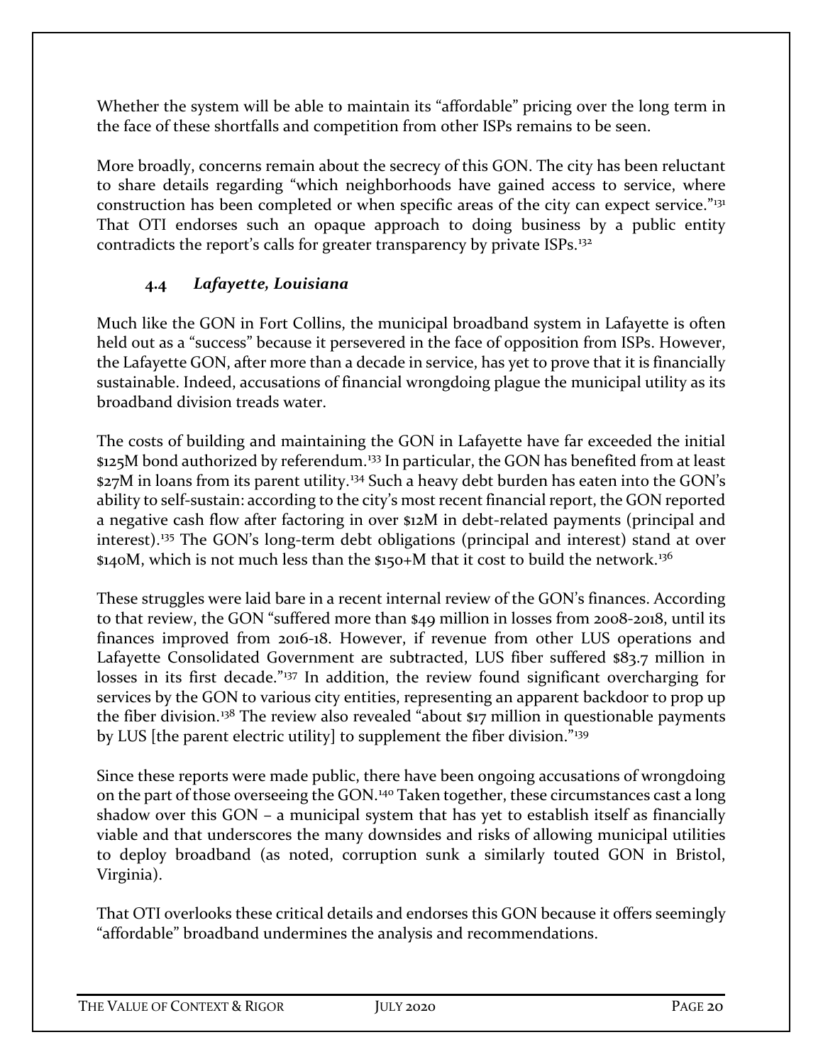Whether the system will be able to maintain its "affordable" pricing over the long term in the face of these shortfalls and competition from other ISPs remains to be seen.

More broadly, concerns remain about the secrecy of this GON. The city has been reluctant to share details regarding "which neighborhoods have gained access to service, where construction has been completed or when specific areas of the city can expect service."[131] That OTI endorses such an opaque approach to doing business by a public entity contradicts the report's calls for greater transparency by private ISPs.[132]

### 4.4 *Lafayette, Louisiana*

Much like the GON in Fort Collins, the municipal broadband system in Lafayette is often held out as a "success" because it persevered in the face of opposition from ISPs. However, the Lafayette GON, after more than a decade in service, has yet to prove that it is financially sustainable. Indeed, accusations of financial wrongdoing plague the municipal utility as its broadband division treads water.

The costs of building and maintaining the GON in Lafayette have far exceeded the initial $125M bond authorized by referendum.[133] In particular, the GON has benefited from at least $27M in loans from its parent utility.[134] Such a heavy debt burden has eaten into the GON's ability to self-sustain: according to the city's most recent financial report, the GON reported a negative cash flow after factoring in over $12M in debt-related payments (principal and interest).[135] The GON's long-term debt obligations (principal and interest) stand at over $140M, which is not much less than the $150+M that it cost to build the network.[136]

These struggles were laid bare in a recent internal review of the GON's finances. According to that review, the GON "suffered more than $49 million in losses from 2008-2018, until its finances improved from 2016-18. However, if revenue from other LUS operations and Lafayette Consolidated Government are subtracted, LUS fiber suffered $83.7 million in losses in its first decade."[137] In addition, the review found significant overcharging for services by the GON to various city entities, representing an apparent backdoor to prop up the fiber division.[138] The review also revealed "about $17 million in questionable payments by LUS [the parent electric utility] to supplement the fiber division."[139]

Since these reports were made public, there have been ongoing accusations of wrongdoing on the part of those overseeing the GON.[140] Taken together, these circumstances cast a long shadow over this GON – a municipal system that has yet to establish itself as financially viable and that underscores the many downsides and risks of allowing municipal utilities to deploy broadband (as noted, corruption sunk a similarly touted GON in Bristol, Virginia).

That OTI overlooks these critical details and endorses this GON because it offers seemingly "affordable" broadband undermines the analysis and recommendations.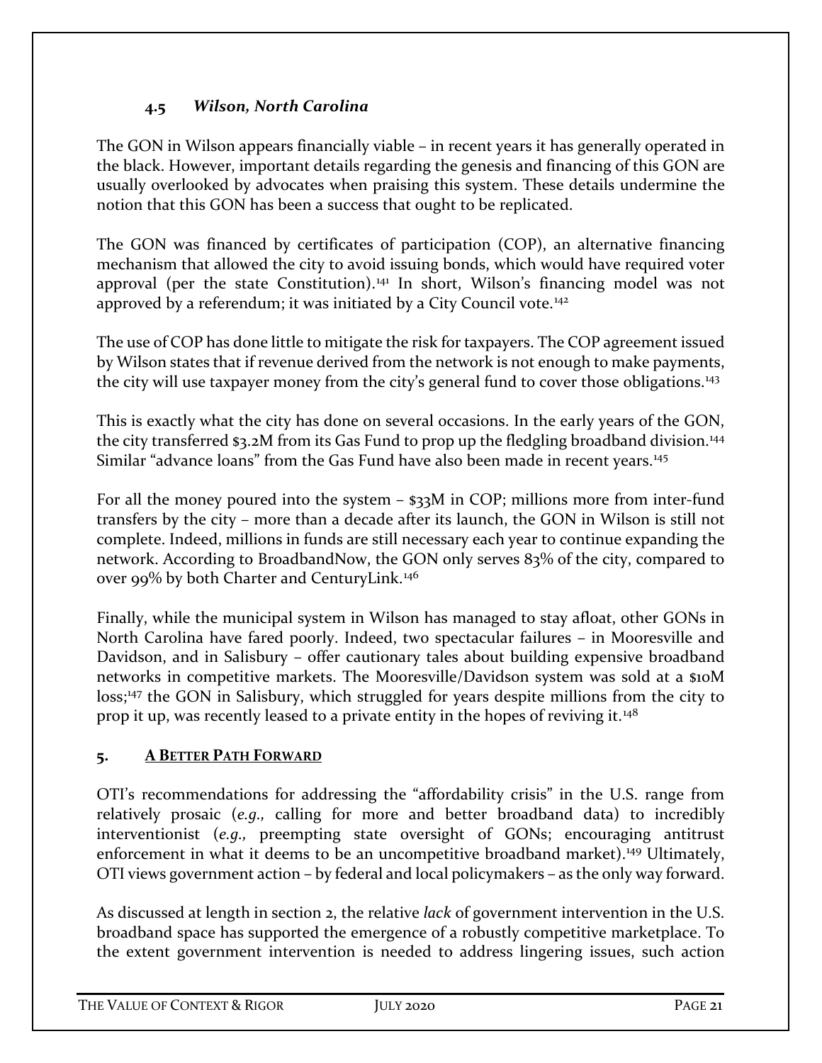### 4.5 *Wilson, North Carolina*

The GON in Wilson appears financially viable – in recent years it has generally operated in the black. However, important details regarding the genesis and financing of this GON are usually overlooked by advocates when praising this system. These details undermine the notion that this GON has been a success that ought to be replicated.

The GON was financed by certificates of participation (COP), an alternative financing mechanism that allowed the city to avoid issuing bonds, which would have required voter approval (per the state Constitution).[141] In short, Wilson's financing model was not approved by a referendum; it was initiated by a City Council vote.[142]

The use of COP has done little to mitigate the risk for taxpayers. The COP agreement issued by Wilson states that if revenue derived from the network is not enough to make payments, the city will use taxpayer money from the city's general fund to cover those obligations.[143]

This is exactly what the city has done on several occasions. In the early years of the GON, the city transferred $3.2M from its Gas Fund to prop up the fledgling broadband division.[144] Similar "advance loans" from the Gas Fund have also been made in recent years.[145]

For all the money poured into the system – $33M in COP; millions more from inter-fund transfers by the city – more than a decade after its launch, the GON in Wilson is still not complete. Indeed, millions in funds are still necessary each year to continue expanding the network. According to BroadbandNow, the GON only serves 83% of the city, compared to over 99% by both Charter and CenturyLink.[146]

Finally, while the municipal system in Wilson has managed to stay afloat, other GONs in North Carolina have fared poorly. Indeed, two spectacular failures – in Mooresville and Davidson, and in Salisbury – offer cautionary tales about building expensive broadband networks in competitive markets. The Mooresville/Davidson system was sold at a $10M loss;[147] the GON in Salisbury, which struggled for years despite millions from the city to prop it up, was recently leased to a private entity in the hopes of reviving it.[148]

## 5. A BETTER PATH FORWARD

OTI's recommendations for addressing the "affordability crisis" in the U.S. range from relatively prosaic (*e.g.,* calling for more and better broadband data) to incredibly interventionist (*e.g.,* preempting state oversight of GONs; encouraging antitrust enforcement in what it deems to be an uncompetitive broadband market).[149] Ultimately, OTI views government action – by federal and local policymakers – as the only way forward.

As discussed at length in section 2, the relative *lack* of government intervention in the U.S. broadband space has supported the emergence of a robustly competitive marketplace. To the extent government intervention is needed to address lingering issues, such action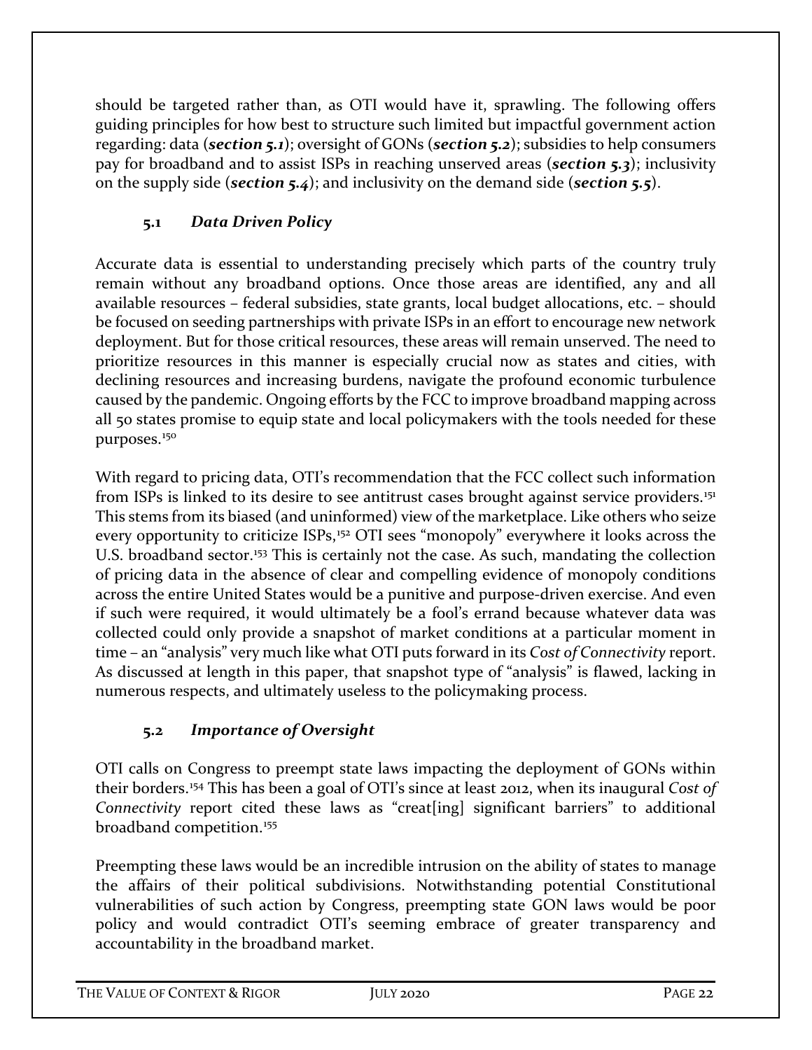should be targeted rather than, as OTI would have it, sprawling. The following offers guiding principles for how best to structure such limited but impactful government action regarding: data (***section 5.1***); oversight of GONs (***section 5.2***); subsidies to help consumers pay for broadband and to assist ISPs in reaching unserved areas (***section 5.3***); inclusivity on the supply side (***section 5.4***); and inclusivity on the demand side (***section 5.5***).

### 5.1 *Data Driven Policy*

Accurate data is essential to understanding precisely which parts of the country truly remain without any broadband options. Once those areas are identified, any and all available resources – federal subsidies, state grants, local budget allocations, etc. – should be focused on seeding partnerships with private ISPs in an effort to encourage new network deployment. But for those critical resources, these areas will remain unserved. The need to prioritize resources in this manner is especially crucial now as states and cities, with declining resources and increasing burdens, navigate the profound economic turbulence caused by the pandemic. Ongoing efforts by the FCC to improve broadband mapping across all 50 states promise to equip state and local policymakers with the tools needed for these purposes.[150]

With regard to pricing data, OTI's recommendation that the FCC collect such information from ISPs is linked to its desire to see antitrust cases brought against service providers.[151] This stems from its biased (and uninformed) view of the marketplace. Like others who seize every opportunity to criticize ISPs,[152] OTI sees "monopoly" everywhere it looks across the U.S. broadband sector.[153] This is certainly not the case. As such, mandating the collection of pricing data in the absence of clear and compelling evidence of monopoly conditions across the entire United States would be a punitive and purpose-driven exercise. And even if such were required, it would ultimately be a fool's errand because whatever data was collected could only provide a snapshot of market conditions at a particular moment in time – an "analysis" very much like what OTI puts forward in its *Cost of Connectivity* report. As discussed at length in this paper, that snapshot type of "analysis" is flawed, lacking in numerous respects, and ultimately useless to the policymaking process.

### 5.2 *Importance of Oversight*

OTI calls on Congress to preempt state laws impacting the deployment of GONs within their borders.[154] This has been a goal of OTI's since at least 2012, when its inaugural *Cost of Connectivity* report cited these laws as "creat[ing] significant barriers" to additional broadband competition.[155]

Preempting these laws would be an incredible intrusion on the ability of states to manage the affairs of their political subdivisions. Notwithstanding potential Constitutional vulnerabilities of such action by Congress, preempting state GON laws would be poor policy and would contradict OTI's seeming embrace of greater transparency and accountability in the broadband market.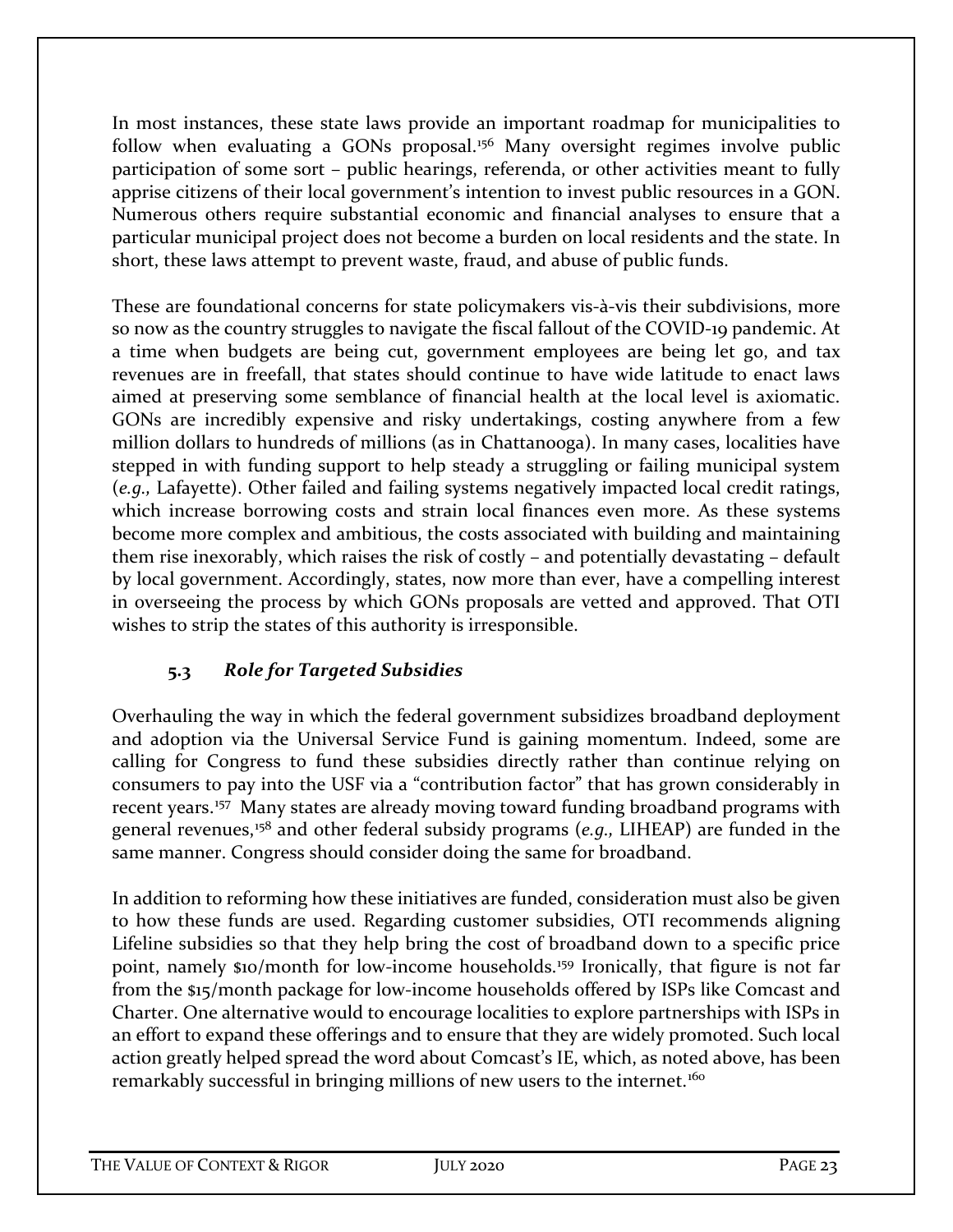In most instances, these state laws provide an important roadmap for municipalities to follow when evaluating a GONs proposal.[156] Many oversight regimes involve public participation of some sort – public hearings, referenda, or other activities meant to fully apprise citizens of their local government's intention to invest public resources in a GON. Numerous others require substantial economic and financial analyses to ensure that a particular municipal project does not become a burden on local residents and the state. In short, these laws attempt to prevent waste, fraud, and abuse of public funds.

These are foundational concerns for state policymakers vis-à-vis their subdivisions, more so now as the country struggles to navigate the fiscal fallout of the COVID-19 pandemic. At a time when budgets are being cut, government employees are being let go, and tax revenues are in freefall, that states should continue to have wide latitude to enact laws aimed at preserving some semblance of financial health at the local level is axiomatic. GONs are incredibly expensive and risky undertakings, costing anywhere from a few million dollars to hundreds of millions (as in Chattanooga). In many cases, localities have stepped in with funding support to help steady a struggling or failing municipal system (*e.g.,* Lafayette). Other failed and failing systems negatively impacted local credit ratings, which increase borrowing costs and strain local finances even more. As these systems become more complex and ambitious, the costs associated with building and maintaining them rise inexorably, which raises the risk of costly – and potentially devastating – default by local government. Accordingly, states, now more than ever, have a compelling interest in overseeing the process by which GONs proposals are vetted and approved. That OTI wishes to strip the states of this authority is irresponsible.

### 5.3 *Role for Targeted Subsidies*

Overhauling the way in which the federal government subsidizes broadband deployment and adoption via the Universal Service Fund is gaining momentum. Indeed, some are calling for Congress to fund these subsidies directly rather than continue relying on consumers to pay into the USF via a "contribution factor" that has grown considerably in recent years.[157] Many states are already moving toward funding broadband programs with general revenues,[158] and other federal subsidy programs (*e.g.,* LIHEAP) are funded in the same manner. Congress should consider doing the same for broadband.

In addition to reforming how these initiatives are funded, consideration must also be given to how these funds are used. Regarding customer subsidies, OTI recommends aligning Lifeline subsidies so that they help bring the cost of broadband down to a specific price point, namely $10/month for low-income households.[159] Ironically, that figure is not far from the $15/month package for low-income households offered by ISPs like Comcast and Charter. One alternative would to encourage localities to explore partnerships with ISPs in an effort to expand these offerings and to ensure that they are widely promoted. Such local action greatly helped spread the word about Comcast's IE, which, as noted above, has been remarkably successful in bringing millions of new users to the internet.[160]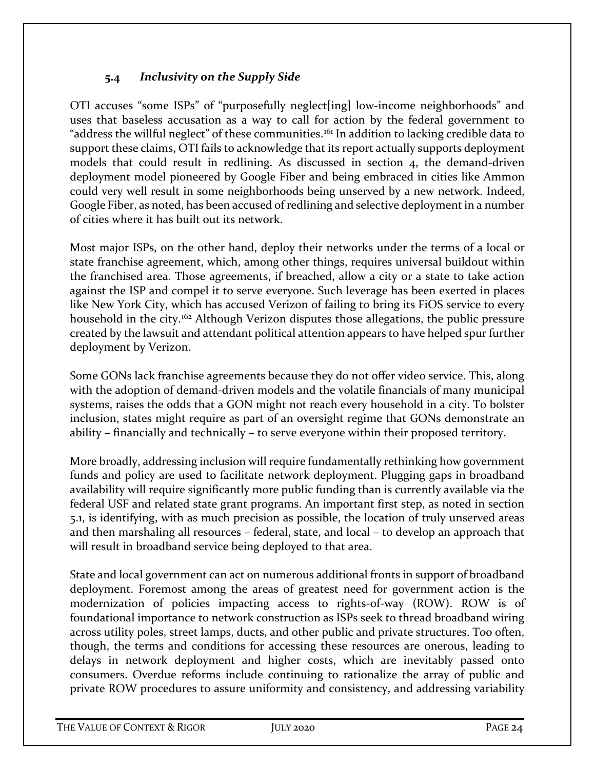### 5.4 *Inclusivity on the Supply Side*

OTI accuses "some ISPs" of "purposefully neglect[ing] low-income neighborhoods" and uses that baseless accusation as a way to call for action by the federal government to "address the willful neglect" of these communities.[161] In addition to lacking credible data to support these claims, OTI fails to acknowledge that its report actually supports deployment models that could result in redlining. As discussed in section 4, the demand-driven deployment model pioneered by Google Fiber and being embraced in cities like Ammon could very well result in some neighborhoods being unserved by a new network. Indeed, Google Fiber, as noted, has been accused of redlining and selective deployment in a number of cities where it has built out its network.

Most major ISPs, on the other hand, deploy their networks under the terms of a local or state franchise agreement, which, among other things, requires universal buildout within the franchised area. Those agreements, if breached, allow a city or a state to take action against the ISP and compel it to serve everyone. Such leverage has been exerted in places like New York City, which has accused Verizon of failing to bring its FiOS service to every household in the city.[162] Although Verizon disputes those allegations, the public pressure created by the lawsuit and attendant political attention appears to have helped spur further deployment by Verizon.

Some GONs lack franchise agreements because they do not offer video service. This, along with the adoption of demand-driven models and the volatile financials of many municipal systems, raises the odds that a GON might not reach every household in a city. To bolster inclusion, states might require as part of an oversight regime that GONs demonstrate an ability – financially and technically – to serve everyone within their proposed territory.

More broadly, addressing inclusion will require fundamentally rethinking how government funds and policy are used to facilitate network deployment. Plugging gaps in broadband availability will require significantly more public funding than is currently available via the federal USF and related state grant programs. An important first step, as noted in section 5.1, is identifying, with as much precision as possible, the location of truly unserved areas and then marshaling all resources – federal, state, and local – to develop an approach that will result in broadband service being deployed to that area.

State and local government can act on numerous additional fronts in support of broadband deployment. Foremost among the areas of greatest need for government action is the modernization of policies impacting access to rights-of-way (ROW). ROW is of foundational importance to network construction as ISPs seek to thread broadband wiring across utility poles, street lamps, ducts, and other public and private structures. Too often, though, the terms and conditions for accessing these resources are onerous, leading to delays in network deployment and higher costs, which are inevitably passed onto consumers. Overdue reforms include continuing to rationalize the array of public and private ROW procedures to assure uniformity and consistency, and addressing variability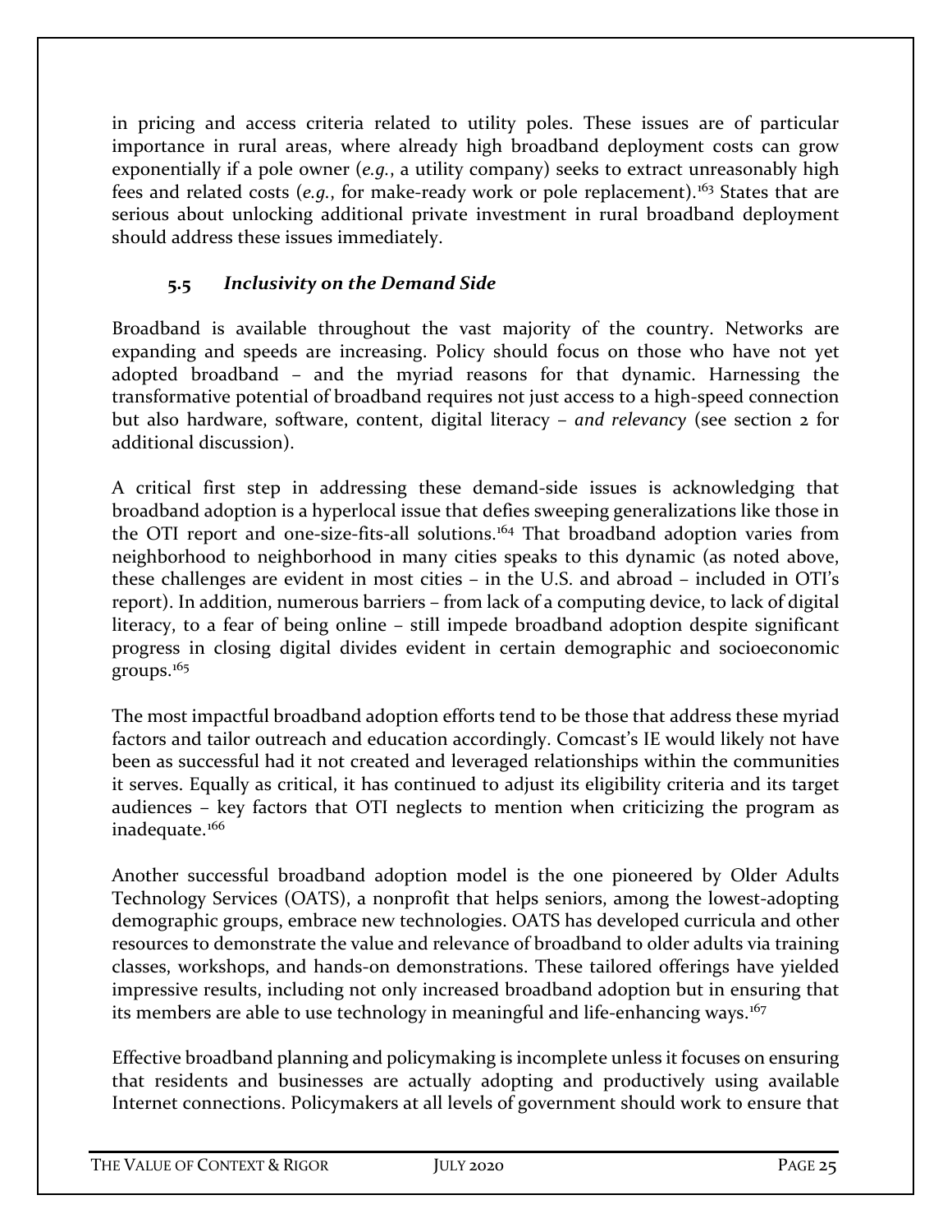in pricing and access criteria related to utility poles. These issues are of particular importance in rural areas, where already high broadband deployment costs can grow exponentially if a pole owner (*e.g.*, a utility company) seeks to extract unreasonably high fees and related costs (*e.g.*, for make-ready work or pole replacement).[163] States that are serious about unlocking additional private investment in rural broadband deployment should address these issues immediately.

### 5.5 *Inclusivity on the Demand Side*

Broadband is available throughout the vast majority of the country. Networks are expanding and speeds are increasing. Policy should focus on those who have not yet adopted broadband – and the myriad reasons for that dynamic. Harnessing the transformative potential of broadband requires not just access to a high-speed connection but also hardware, software, content, digital literacy – *and relevancy* (see section 2 for additional discussion).

A critical first step in addressing these demand-side issues is acknowledging that broadband adoption is a hyperlocal issue that defies sweeping generalizations like those in the OTI report and one-size-fits-all solutions.[164] That broadband adoption varies from neighborhood to neighborhood in many cities speaks to this dynamic (as noted above, these challenges are evident in most cities – in the U.S. and abroad – included in OTI's report). In addition, numerous barriers – from lack of a computing device, to lack of digital literacy, to a fear of being online – still impede broadband adoption despite significant progress in closing digital divides evident in certain demographic and socioeconomic groups.[165]

The most impactful broadband adoption efforts tend to be those that address these myriad factors and tailor outreach and education accordingly. Comcast's IE would likely not have been as successful had it not created and leveraged relationships within the communities it serves. Equally as critical, it has continued to adjust its eligibility criteria and its target audiences – key factors that OTI neglects to mention when criticizing the program as inadequate.[166]

Another successful broadband adoption model is the one pioneered by Older Adults Technology Services (OATS), a nonprofit that helps seniors, among the lowest-adopting demographic groups, embrace new technologies. OATS has developed curricula and other resources to demonstrate the value and relevance of broadband to older adults via training classes, workshops, and hands-on demonstrations. These tailored offerings have yielded impressive results, including not only increased broadband adoption but in ensuring that its members are able to use technology in meaningful and life-enhancing ways.[167]

Effective broadband planning and policymaking is incomplete unless it focuses on ensuring that residents and businesses are actually adopting and productively using available Internet connections. Policymakers at all levels of government should work to ensure that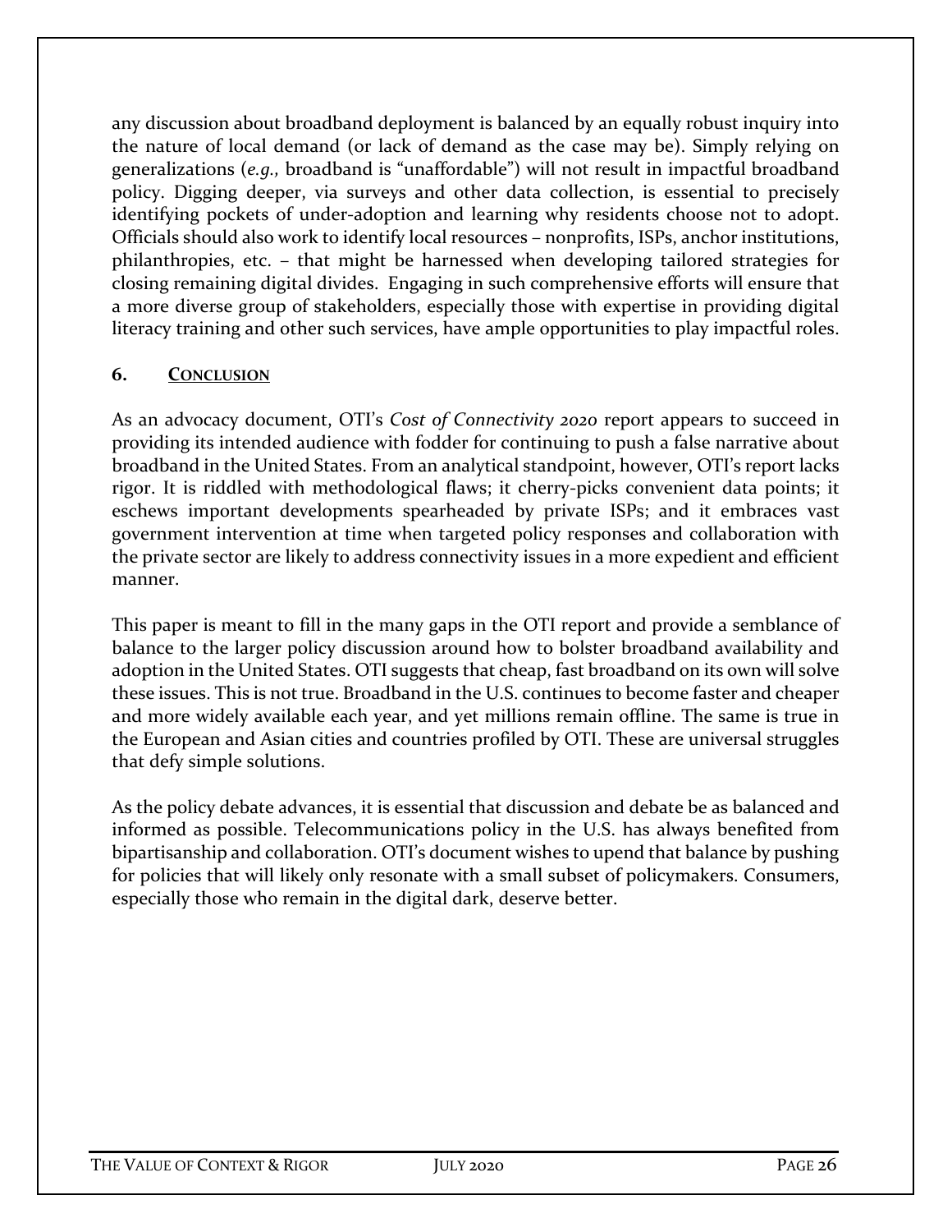any discussion about broadband deployment is balanced by an equally robust inquiry into the nature of local demand (or lack of demand as the case may be). Simply relying on generalizations (*e.g.,* broadband is "unaffordable") will not result in impactful broadband policy. Digging deeper, via surveys and other data collection, is essential to precisely identifying pockets of under-adoption and learning why residents choose not to adopt. Officials should also work to identify local resources – nonprofits, ISPs, anchor institutions, philanthropies, etc. – that might be harnessed when developing tailored strategies for closing remaining digital divides. Engaging in such comprehensive efforts will ensure that a more diverse group of stakeholders, especially those with expertise in providing digital literacy training and other such services, have ample opportunities to play impactful roles.

## 6. CONCLUSION

As an advocacy document, OTI's *Cost of Connectivity 2020* report appears to succeed in providing its intended audience with fodder for continuing to push a false narrative about broadband in the United States. From an analytical standpoint, however, OTI's report lacks rigor. It is riddled with methodological flaws; it cherry-picks convenient data points; it eschews important developments spearheaded by private ISPs; and it embraces vast government intervention at time when targeted policy responses and collaboration with the private sector are likely to address connectivity issues in a more expedient and efficient manner.

This paper is meant to fill in the many gaps in the OTI report and provide a semblance of balance to the larger policy discussion around how to bolster broadband availability and adoption in the United States. OTI suggests that cheap, fast broadband on its own will solve these issues. This is not true. Broadband in the U.S. continues to become faster and cheaper and more widely available each year, and yet millions remain offline. The same is true in the European and Asian cities and countries profiled by OTI. These are universal struggles that defy simple solutions.

As the policy debate advances, it is essential that discussion and debate be as balanced and informed as possible. Telecommunications policy in the U.S. has always benefited from bipartisanship and collaboration. OTI's document wishes to upend that balance by pushing for policies that will likely only resonate with a small subset of policymakers. Consumers, especially those who remain in the digital dark, deserve better.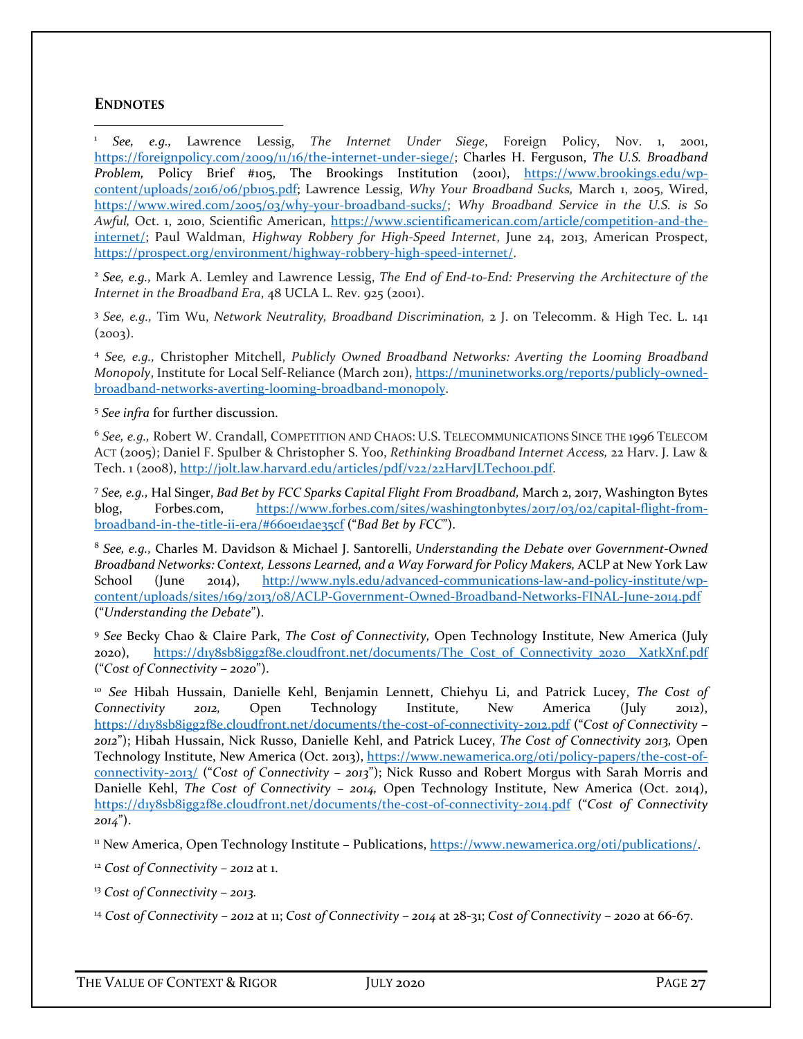## ENDNOTES

[1] *See, e.g.,* Lawrence Lessig, *The Internet Under Siege*, Foreign Policy, Nov. 1, 2001, https://foreignpolicy.com/2009/11/16/the-internet-under-siege/; Charles H. Ferguson, *The U.S. Broadband Problem,* Policy Brief #105, The Brookings Institution (2001), https://www.brookings.edu/wp-content/uploads/2016/06/pb105.pdf; Lawrence Lessig, *Why Your Broadband Sucks,* March 1, 2005, Wired, https://www.wired.com/2005/03/why-your-broadband-sucks/; *Why Broadband Service in the U.S. is So Awful,* Oct. 1, 2010, Scientific American, https://www.scientificamerican.com/article/competition-and-the-internet/; Paul Waldman, *Highway Robbery for High-Speed Internet*, June 24, 2013, American Prospect, https://prospect.org/environment/highway-robbery-high-speed-internet/.

[2] *See, e.g.,* Mark A. Lemley and Lawrence Lessig, *The End of End-to-End: Preserving the Architecture of the Internet in the Broadband Era*, 48 UCLA L. Rev. 925 (2001).

[3] *See, e.g.,* Tim Wu, *Network Neutrality, Broadband Discrimination,* 2 J. on Telecomm. & High Tec. L. 141 (2003).

[4] *See, e.g.,* Christopher Mitchell, *Publicly Owned Broadband Networks: Averting the Looming Broadband Monopoly*, Institute for Local Self-Reliance (March 2011), https://muninetworks.org/reports/publicly-owned-broadband-networks-averting-looming-broadband-monopoly.

[5] *See infra* for further discussion.

[6] *See, e.g.,* Robert W. Crandall, COMPETITION AND CHAOS: U.S. TELECOMMUNICATIONS SINCE THE 1996 TELECOM ACT (2005); Daniel F. Spulber & Christopher S. Yoo, *Rethinking Broadband Internet Access,* 22 Harv. J. Law & Tech. 1 (2008), http://jolt.law.harvard.edu/articles/pdf/v22/22HarvJLTech001.pdf.

[7] *See, e.g.,* Hal Singer, *Bad Bet by FCC Sparks Capital Flight From Broadband,* March 2, 2017, Washington Bytes blog, Forbes.com, https://www.forbes.com/sites/washingtonbytes/2017/03/02/capital-flight-from-broadband-in-the-title-ii-era/#660e1dae35cf ("*Bad Bet by FCC*").

[8] *See, e.g.,* Charles M. Davidson & Michael J. Santorelli, *Understanding the Debate over Government-Owned Broadband Networks: Context, Lessons Learned, and a Way Forward for Policy Makers,* ACLP at New York Law School (June 2014), http://www.nyls.edu/advanced-communications-law-and-policy-institute/wp-content/uploads/sites/169/2013/08/ACLP-Government-Owned-Broadband-Networks-FINAL-June-2014.pdf ("*Understanding the Debate*").

[9] *See* Becky Chao & Claire Park, *The Cost of Connectivity,* Open Technology Institute, New America (July 2020), https://d1y8sb8igg2f8e.cloudfront.net/documents/The_Cost_of_Connectivity_2020__XatkXnf.pdf ("*Cost of Connectivity – 2020*").

[10] *See* Hibah Hussain, Danielle Kehl, Benjamin Lennett, Chiehyu Li, and Patrick Lucey, *The Cost of Connectivity 2012,* Open Technology Institute, New America (July 2012), https://d1y8sb8igg2f8e.cloudfront.net/documents/the-cost-of-connectivity-2012.pdf ("*Cost of Connectivity – 2012*"); Hibah Hussain, Nick Russo, Danielle Kehl, and Patrick Lucey, *The Cost of Connectivity 2013,* Open Technology Institute, New America (Oct. 2013), https://www.newamerica.org/oti/policy-papers/the-cost-of-connectivity-2013/ ("*Cost of Connectivity – 2013*"); Nick Russo and Robert Morgus with Sarah Morris and Danielle Kehl, *The Cost of Connectivity – 2014,* Open Technology Institute, New America (Oct. 2014), https://d1y8sb8igg2f8e.cloudfront.net/documents/the-cost-of-connectivity-2014.pdf ("*Cost of Connectivity 2014*").

[11] New America, Open Technology Institute – Publications, https://www.newamerica.org/oti/publications/.

[12] *Cost of Connectivity – 2012* at 1.

[13] *Cost of Connectivity – 2013.*

[14] *Cost of Connectivity – 2012* at 11; *Cost of Connectivity – 2014* at 28-31; *Cost of Connectivity – 2020* at 66-67.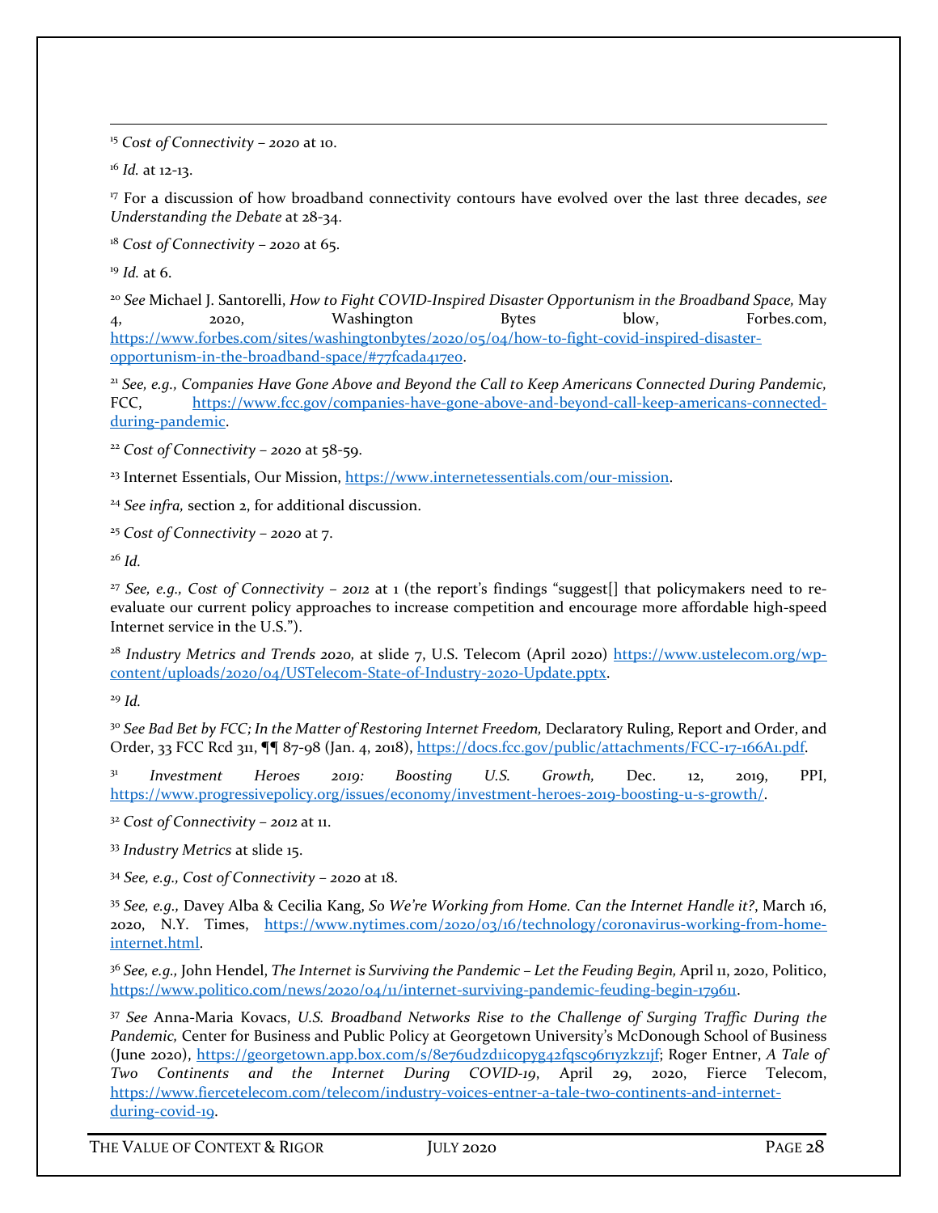[15] *Cost of Connectivity – 2020* at 10.

[16] *Id.* at 12-13.

[17] For a discussion of how broadband connectivity contours have evolved over the last three decades, *see Understanding the Debate* at 28-34.

[18] *Cost of Connectivity – 2020* at 65.

[19] *Id.* at 6.

[20] *See* Michael J. Santorelli, *How to Fight COVID-Inspired Disaster Opportunism in the Broadband Space,* May 4, 2020, Washington Bytes blow, Forbes.com, https://www.forbes.com/sites/washingtonbytes/2020/05/04/how-to-fight-covid-inspired-disaster-opportunism-in-the-broadband-space/#77fcada417e0.

[21] *See, e.g., Companies Have Gone Above and Beyond the Call to Keep Americans Connected During Pandemic,* FCC, https://www.fcc.gov/companies-have-gone-above-and-beyond-call-keep-americans-connected-during-pandemic.

[22] *Cost of Connectivity – 2020* at 58-59.

[23] Internet Essentials, Our Mission, https://www.internetessentials.com/our-mission.

[24] *See infra,* section 2, for additional discussion.

[25] *Cost of Connectivity – 2020* at 7.

[26] *Id.*

[27] *See, e.g., Cost of Connectivity – 2012* at 1 (the report's findings "suggest[] that policymakers need to re-evaluate our current policy approaches to increase competition and encourage more affordable high-speed Internet service in the U.S.").

[28] *Industry Metrics and Trends 2020,* at slide 7, U.S. Telecom (April 2020) https://www.ustelecom.org/wp-content/uploads/2020/04/USTelecom-State-of-Industry-2020-Update.pptx.

[29] *Id.*

[30] *See Bad Bet by FCC; In the Matter of Restoring Internet Freedom,* Declaratory Ruling, Report and Order, and Order, 33 FCC Rcd 311, ¶¶ 87-98 (Jan. 4, 2018), https://docs.fcc.gov/public/attachments/FCC-17-166A1.pdf.

[31] *Investment Heroes 2019: Boosting U.S. Growth,* Dec. 12, 2019, PPI, https://www.progressivepolicy.org/issues/economy/investment-heroes-2019-boosting-u-s-growth/.

[32] *Cost of Connectivity – 2012* at 11.

[33] *Industry Metrics* at slide 15.

[34] *See, e.g., Cost of Connectivity – 2020* at 18.

[35] *See, e.g.,* Davey Alba & Cecilia Kang, *So We're Working from Home. Can the Internet Handle it?*, March 16, 2020, N.Y. Times, https://www.nytimes.com/2020/03/16/technology/coronavirus-working-from-home-internet.html.

[36] *See, e.g.,* John Hendel, *The Internet is Surviving the Pandemic – Let the Feuding Begin,* April 11, 2020, Politico, https://www.politico.com/news/2020/04/11/internet-surviving-pandemic-feuding-begin-179611.

[37] *See* Anna-Maria Kovacs, *U.S. Broadband Networks Rise to the Challenge of Surging Traffic During the Pandemic,* Center for Business and Public Policy at Georgetown University's McDonough School of Business (June 2020), https://georgetown.app.box.com/s/8e76udzd1icopyg42fqsc96r1yzkz1jf; Roger Entner, *A Tale of Two Continents and the Internet During COVID-19*, April 29, 2020, Fierce Telecom, https://www.fiercetelecom.com/telecom/industry-voices-entner-a-tale-two-continents-and-internet-during-covid-19.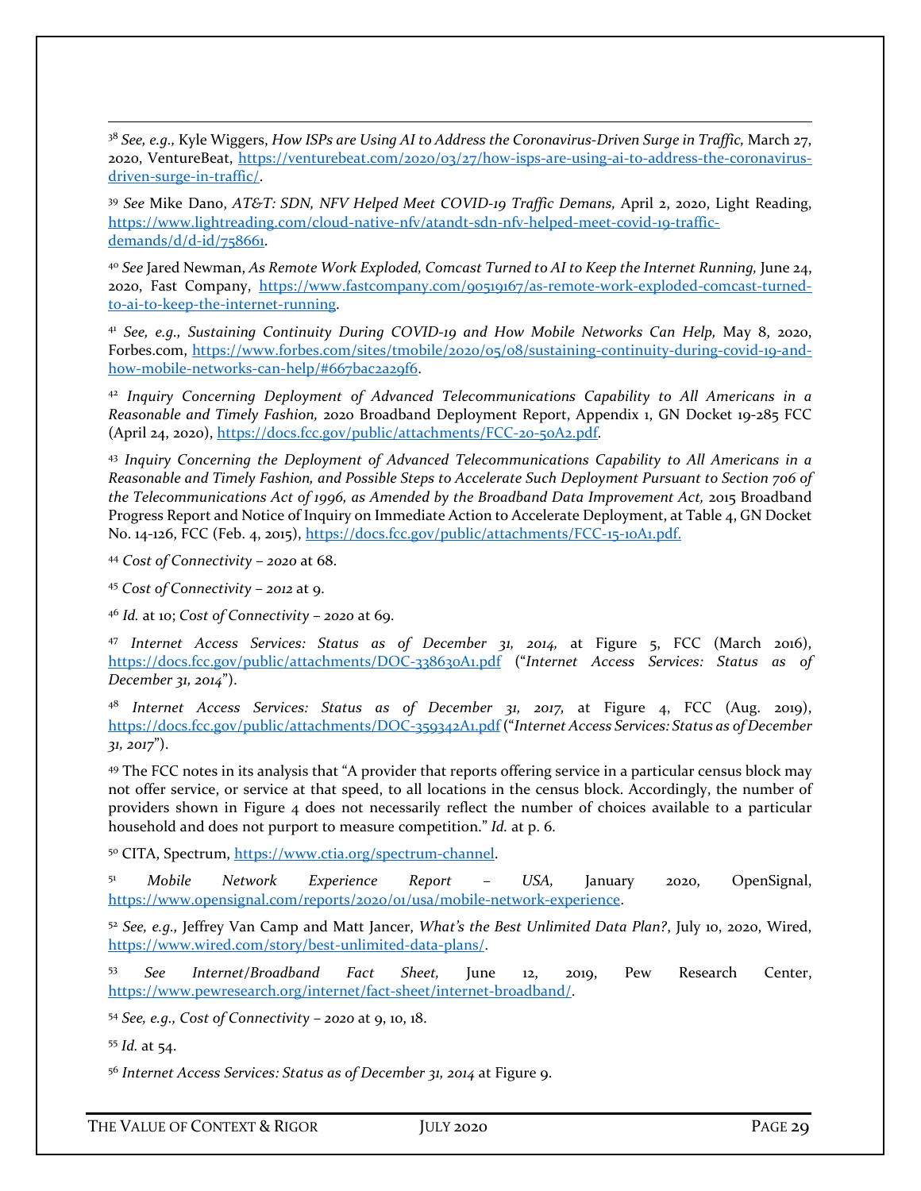[38] *See, e.g.,* Kyle Wiggers, *How ISPs are Using AI to Address the Coronavirus-Driven Surge in Traffic,* March 27, 2020, VentureBeat, https://venturebeat.com/2020/03/27/how-isps-are-using-ai-to-address-the-coronavirus-driven-surge-in-traffic/.

[39] *See* Mike Dano, *AT&T: SDN, NFV Helped Meet COVID-19 Traffic Demans,* April 2, 2020, Light Reading, https://www.lightreading.com/cloud-native-nfv/atandt-sdn-nfv-helped-meet-covid-19-traffic-demands/d/d-id/758661.

[40] *See* Jared Newman, *As Remote Work Exploded, Comcast Turned to AI to Keep the Internet Running,* June 24, 2020, Fast Company, https://www.fastcompany.com/90519167/as-remote-work-exploded-comcast-turned-to-ai-to-keep-the-internet-running.

[41] *See, e.g., Sustaining Continuity During COVID-19 and How Mobile Networks Can Help,* May 8, 2020, Forbes.com, https://www.forbes.com/sites/tmobile/2020/05/08/sustaining-continuity-during-covid-19-and-how-mobile-networks-can-help/#667bac2a29f6.

[42] *Inquiry Concerning Deployment of Advanced Telecommunications Capability to All Americans in a Reasonable and Timely Fashion,* 2020 Broadband Deployment Report, Appendix 1, GN Docket 19-285 FCC (April 24, 2020), https://docs.fcc.gov/public/attachments/FCC-20-50A2.pdf.

[43] *Inquiry Concerning the Deployment of Advanced Telecommunications Capability to All Americans in a Reasonable and Timely Fashion, and Possible Steps to Accelerate Such Deployment Pursuant to Section 706 of the Telecommunications Act of 1996, as Amended by the Broadband Data Improvement Act,* 2015 Broadband Progress Report and Notice of Inquiry on Immediate Action to Accelerate Deployment, at Table 4, GN Docket No. 14-126, FCC (Feb. 4, 2015), https://docs.fcc.gov/public/attachments/FCC-15-10A1.pdf.

[44] *Cost of Connectivity – 2020* at 68.

[45] *Cost of Connectivity – 2012* at 9.

[46] *Id.* at 10; *Cost of Connectivity – 2020* at 69.

[47] *Internet Access Services: Status as of December 31, 2014,* at Figure 5, FCC (March 2016), https://docs.fcc.gov/public/attachments/DOC-338630A1.pdf ("*Internet Access Services: Status as of December 31, 2014*").

[48] *Internet Access Services: Status as of December 31, 2017,* at Figure 4, FCC (Aug. 2019), https://docs.fcc.gov/public/attachments/DOC-359342A1.pdf ("*Internet Access Services: Status as of December 31, 2017*").

[49] The FCC notes in its analysis that "A provider that reports offering service in a particular census block may not offer service, or service at that speed, to all locations in the census block. Accordingly, the number of providers shown in Figure 4 does not necessarily reflect the number of choices available to a particular household and does not purport to measure competition." *Id.* at p. 6.

[50] CITA, Spectrum, https://www.ctia.org/spectrum-channel.

[51] *Mobile Network Experience Report – USA,* January 2020, OpenSignal, https://www.opensignal.com/reports/2020/01/usa/mobile-network-experience.

[52] *See, e.g.,* Jeffrey Van Camp and Matt Jancer, *What's the Best Unlimited Data Plan?*, July 10, 2020, Wired, https://www.wired.com/story/best-unlimited-data-plans/.

[53] *See Internet/Broadband Fact Sheet,* June 12, 2019, Pew Research Center, https://www.pewresearch.org/internet/fact-sheet/internet-broadband/.

[54] *See, e.g., Cost of Connectivity – 2020* at 9, 10, 18.

[55] *Id.* at 54.

[56] *Internet Access Services: Status as of December 31, 2014* at Figure 9.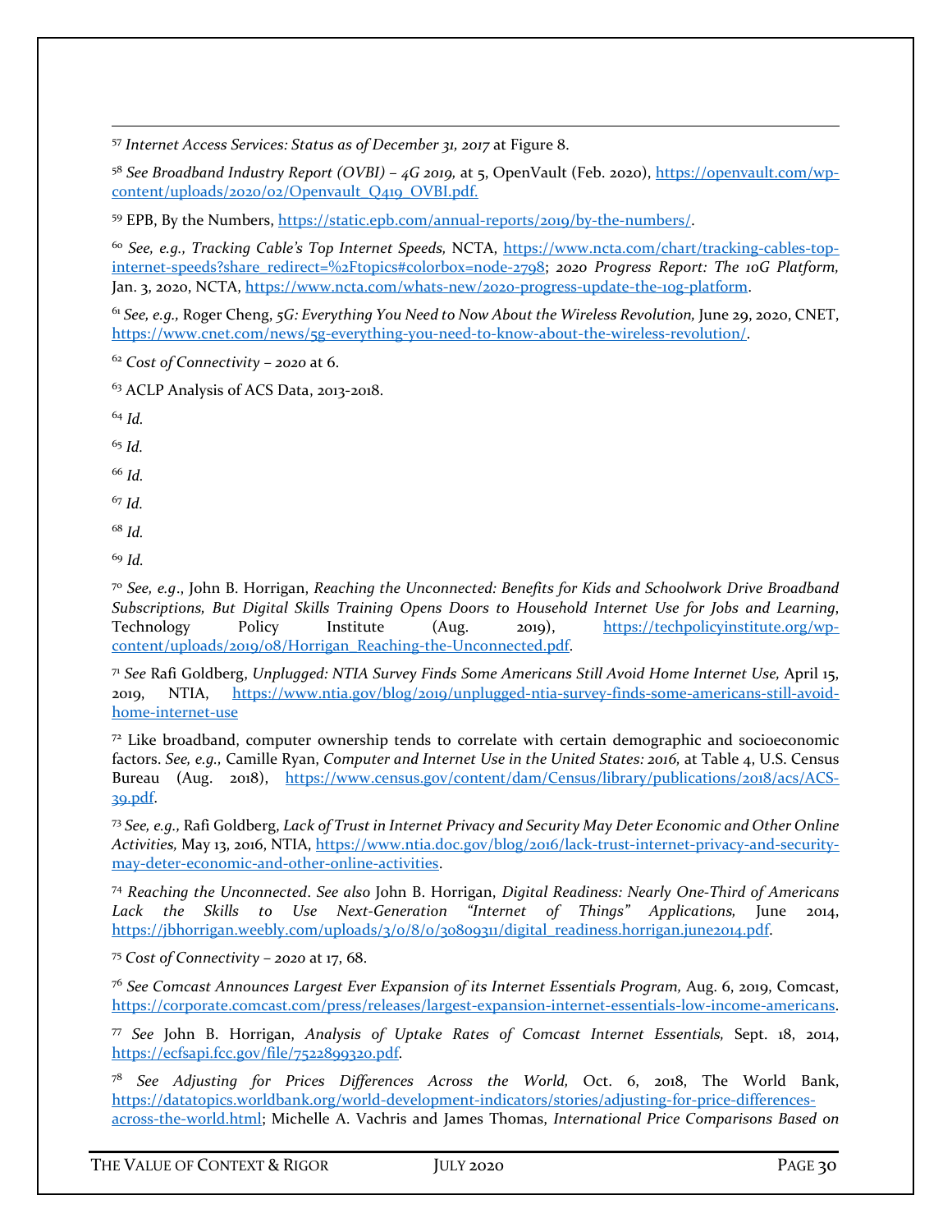[57] *Internet Access Services: Status as of December 31, 2017* at Figure 8.

[58] *See Broadband Industry Report (OVBI) – 4G 2019,* at 5, OpenVault (Feb. 2020), https://openvault.com/wp-content/uploads/2020/02/Openvault_Q419_OVBI.pdf.

[59] EPB, By the Numbers, https://static.epb.com/annual-reports/2019/by-the-numbers/.

[60] *See, e.g., Tracking Cable's Top Internet Speeds,* NCTA, https://www.ncta.com/chart/tracking-cables-top-internet-speeds?share_redirect=%2Ftopics#colorbox=node-2798; *2020 Progress Report: The 10G Platform,* Jan. 3, 2020, NCTA, https://www.ncta.com/whats-new/2020-progress-update-the-10g-platform.

[61] *See, e.g.,* Roger Cheng, *5G: Everything You Need to Now About the Wireless Revolution,* June 29, 2020, CNET, https://www.cnet.com/news/5g-everything-you-need-to-know-about-the-wireless-revolution/.

[62] *Cost of Connectivity – 2020* at 6.

[63] ACLP Analysis of ACS Data, 2013-2018.

[64] *Id.*

[65] *Id.*

[66] *Id.*

[67] *Id.*

[68] *Id.*

[69] *Id.*

[70] *See, e.g.*, John B. Horrigan, *Reaching the Unconnected: Benefits for Kids and Schoolwork Drive Broadband Subscriptions, But Digital Skills Training Opens Doors to Household Internet Use for Jobs and Learning*, Technology Policy Institute (Aug. 2019), https://techpolicyinstitute.org/wp-content/uploads/2019/08/Horrigan_Reaching-the-Unconnected.pdf.

[71] *See* Rafi Goldberg, *Unplugged: NTIA Survey Finds Some Americans Still Avoid Home Internet Use,* April 15, 2019, NTIA, https://www.ntia.gov/blog/2019/unplugged-ntia-survey-finds-some-americans-still-avoid-home-internet-use

[72] Like broadband, computer ownership tends to correlate with certain demographic and socioeconomic factors. *See, e.g.,* Camille Ryan, *Computer and Internet Use in the United States: 2016,* at Table 4, U.S. Census Bureau (Aug. 2018), https://www.census.gov/content/dam/Census/library/publications/2018/acs/ACS-39.pdf.

[73] *See, e.g.,* Rafi Goldberg, *Lack of Trust in Internet Privacy and Security May Deter Economic and Other Online Activities,* May 13, 2016, NTIA, https://www.ntia.doc.gov/blog/2016/lack-trust-internet-privacy-and-security-may-deter-economic-and-other-online-activities.

[74] *Reaching the Unconnected*. *See also* John B. Horrigan, *Digital Readiness: Nearly One-Third of Americans Lack the Skills to Use Next-Generation "Internet of Things" Applications,* June 2014, https://jbhorrigan.weebly.com/uploads/3/0/8/0/30809311/digital_readiness.horrigan.june2014.pdf.

[75] *Cost of Connectivity – 2020* at 17, 68.

[76] *See Comcast Announces Largest Ever Expansion of its Internet Essentials Program,* Aug. 6, 2019, Comcast, https://corporate.comcast.com/press/releases/largest-expansion-internet-essentials-low-income-americans.

[77] *See* John B. Horrigan, *Analysis of Uptake Rates of Comcast Internet Essentials,* Sept. 18, 2014, https://ecfsapi.fcc.gov/file/7522899320.pdf.

[78] *See Adjusting for Prices Differences Across the World,* Oct. 6, 2018, The World Bank, https://datatopics.worldbank.org/world-development-indicators/stories/adjusting-for-price-differences-across-the-world.html; Michelle A. Vachris and James Thomas, *International Price Comparisons Based on*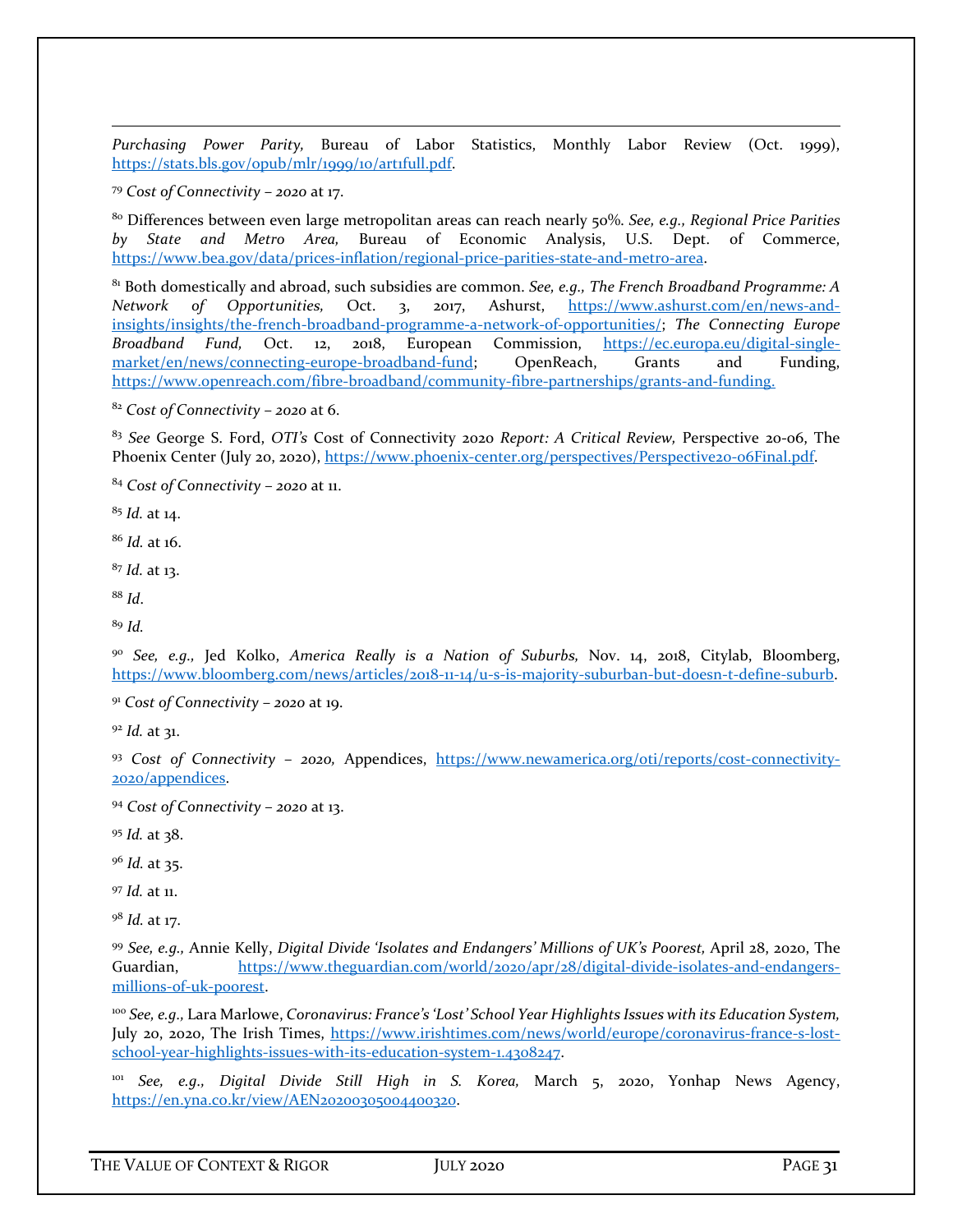*Purchasing Power Parity,* Bureau of Labor Statistics, Monthly Labor Review (Oct. 1999), https://stats.bls.gov/opub/mlr/1999/10/art1full.pdf.

[79] *Cost of Connectivity – 2020* at 17.

[80] Differences between even large metropolitan areas can reach nearly 50%. *See, e.g., Regional Price Parities by State and Metro Area,* Bureau of Economic Analysis, U.S. Dept. of Commerce, https://www.bea.gov/data/prices-inflation/regional-price-parities-state-and-metro-area.

[81] Both domestically and abroad, such subsidies are common. *See, e.g., The French Broadband Programme: A Network of Opportunities,* Oct. 3, 2017, Ashurst, https://www.ashurst.com/en/news-and-insights/insights/the-french-broadband-programme-a-network-of-opportunities/; *The Connecting Europe Broadband Fund,* Oct. 12, 2018, European Commission, https://ec.europa.eu/digital-single-market/en/news/connecting-europe-broadband-fund; OpenReach, Grants and Funding, https://www.openreach.com/fibre-broadband/community-fibre-partnerships/grants-and-funding.

[82] *Cost of Connectivity – 2020* at 6.

[83] *See* George S. Ford, *OTI's* Cost of Connectivity 2020 *Report: A Critical Review,* Perspective 20-06, The Phoenix Center (July 20, 2020), https://www.phoenix-center.org/perspectives/Perspective20-06Final.pdf.

[84] *Cost of Connectivity – 2020* at 11.

[85] *Id.* at 14.

[86] *Id.* at 16.

[87] *Id.* at 13.

[88] *Id*.

[89] *Id.*

[90] *See, e.g.,* Jed Kolko, *America Really is a Nation of Suburbs,* Nov. 14, 2018, Citylab, Bloomberg, https://www.bloomberg.com/news/articles/2018-11-14/u-s-is-majority-suburban-but-doesn-t-define-suburb.

[91] *Cost of Connectivity – 2020* at 19.

[92] *Id.* at 31.

[93] *Cost of Connectivity – 2020,* Appendices, https://www.newamerica.org/oti/reports/cost-connectivity-2020/appendices.

[94] *Cost of Connectivity – 2020* at 13.

[95] *Id.* at 38.

[96] *Id.* at 35.

[97] *Id.* at 11.

[98] *Id.* at 17.

[99] *See, e.g.,* Annie Kelly, *Digital Divide 'Isolates and Endangers' Millions of UK's Poorest,* April 28, 2020, The Guardian, https://www.theguardian.com/world/2020/apr/28/digital-divide-isolates-and-endangers-millions-of-uk-poorest.

[100] *See, e.g.,* Lara Marlowe, *Coronavirus: France's 'Lost' School Year Highlights Issues with its Education System,* July 20, 2020, The Irish Times, https://www.irishtimes.com/news/world/europe/coronavirus-france-s-lost-school-year-highlights-issues-with-its-education-system-1.4308247.

[101] *See, e.g., Digital Divide Still High in S. Korea,* March 5, 2020, Yonhap News Agency, https://en.yna.co.kr/view/AEN20200305004400320.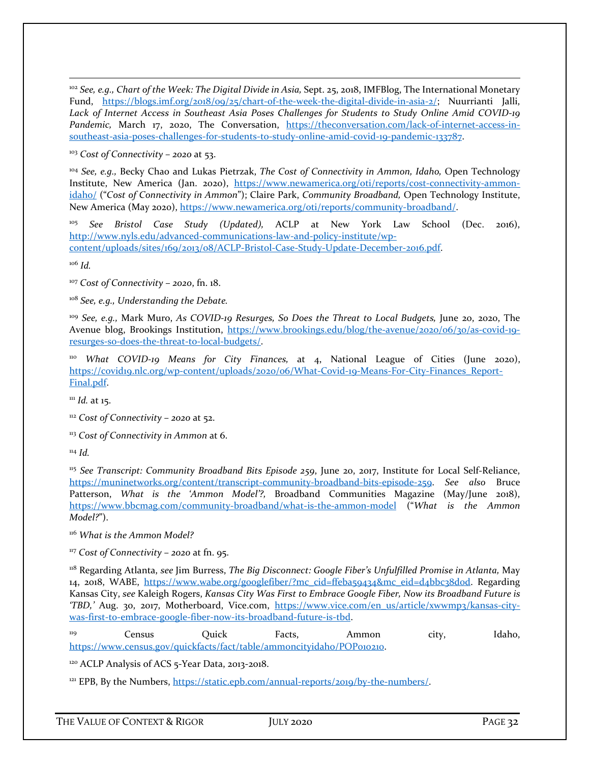[102] *See, e.g., Chart of the Week: The Digital Divide in Asia,* Sept. 25, 2018, IMFBlog, The International Monetary Fund, https://blogs.imf.org/2018/09/25/chart-of-the-week-the-digital-divide-in-asia-2/; Nuurrianti Jalli, *Lack of Internet Access in Southeast Asia Poses Challenges for Students to Study Online Amid COVID-19 Pandemic,* March 17, 2020, The Conversation, https://theconversation.com/lack-of-internet-access-in-southeast-asia-poses-challenges-for-students-to-study-online-amid-covid-19-pandemic-133787.

[103] *Cost of Connectivity – 2020* at 53.

[104] *See, e.g.,* Becky Chao and Lukas Pietrzak, *The Cost of Connectivity in Ammon, Idaho,* Open Technology Institute, New America (Jan. 2020), https://www.newamerica.org/oti/reports/cost-connectivity-ammon-idaho/ ("*Cost of Connectivity in Ammon*"); Claire Park, *Community Broadband,* Open Technology Institute, New America (May 2020), https://www.newamerica.org/oti/reports/community-broadband/.

[105] *See Bristol Case Study (Updated),* ACLP at New York Law School (Dec. 2016), http://www.nyls.edu/advanced-communications-law-and-policy-institute/wp-content/uploads/sites/169/2013/08/ACLP-Bristol-Case-Study-Update-December-2016.pdf.

[106] *Id.*

[107] *Cost of Connectivity – 2020*, fn. 18.

[108] *See, e.g., Understanding the Debate.*

[109] *See, e.g.,* Mark Muro, *As COVID-19 Resurges, So Does the Threat to Local Budgets,* June 20, 2020, The Avenue blog, Brookings Institution, https://www.brookings.edu/blog/the-avenue/2020/06/30/as-covid-19-resurges-so-does-the-threat-to-local-budgets/.

[110] *What COVID-19 Means for City Finances,* at 4, National League of Cities (June 2020), https://covid19.nlc.org/wp-content/uploads/2020/06/What-Covid-19-Means-For-City-Finances_Report-Final.pdf.

[111] *Id.* at 15.

[112] *Cost of Connectivity – 2020* at 52.

[113] *Cost of Connectivity in Ammon* at 6.

[114] *Id.*

[115] *See Transcript: Community Broadband Bits Episode 259*, June 20, 2017, Institute for Local Self-Reliance, https://muninetworks.org/content/transcript-community-broadband-bits-episode-259. *See also* Bruce Patterson, *What is the 'Ammon Model'?,* Broadband Communities Magazine (May/June 2018), https://www.bbcmag.com/community-broadband/what-is-the-ammon-model ("*What is the Ammon Model?*").

[116] *What is the Ammon Model?*

[117] *Cost of Connectivity – 2020* at fn. 95.

[118] Regarding Atlanta, *see* Jim Burress, *The Big Disconnect: Google Fiber's Unfulfilled Promise in Atlanta,* May 14, 2018, WABE, https://www.wabe.org/googlefiber/?mc_cid=ffeba59434&mc_eid=d4bbc38d0d. Regarding Kansas City, *see* Kaleigh Rogers, *Kansas City Was First to Embrace Google Fiber, Now its Broadband Future is 'TBD,'* Aug. 30, 2017, Motherboard, Vice.com, https://www.vice.com/en_us/article/xwwmp3/kansas-city-was-first-to-embrace-google-fiber-now-its-broadband-future-is-tbd.

[119] Census Quick Facts, Ammon city, Idaho, https://www.census.gov/quickfacts/fact/table/ammoncityidaho/POP010210.

[120] ACLP Analysis of ACS 5-Year Data, 2013-2018.

[121] EPB, By the Numbers, https://static.epb.com/annual-reports/2019/by-the-numbers/.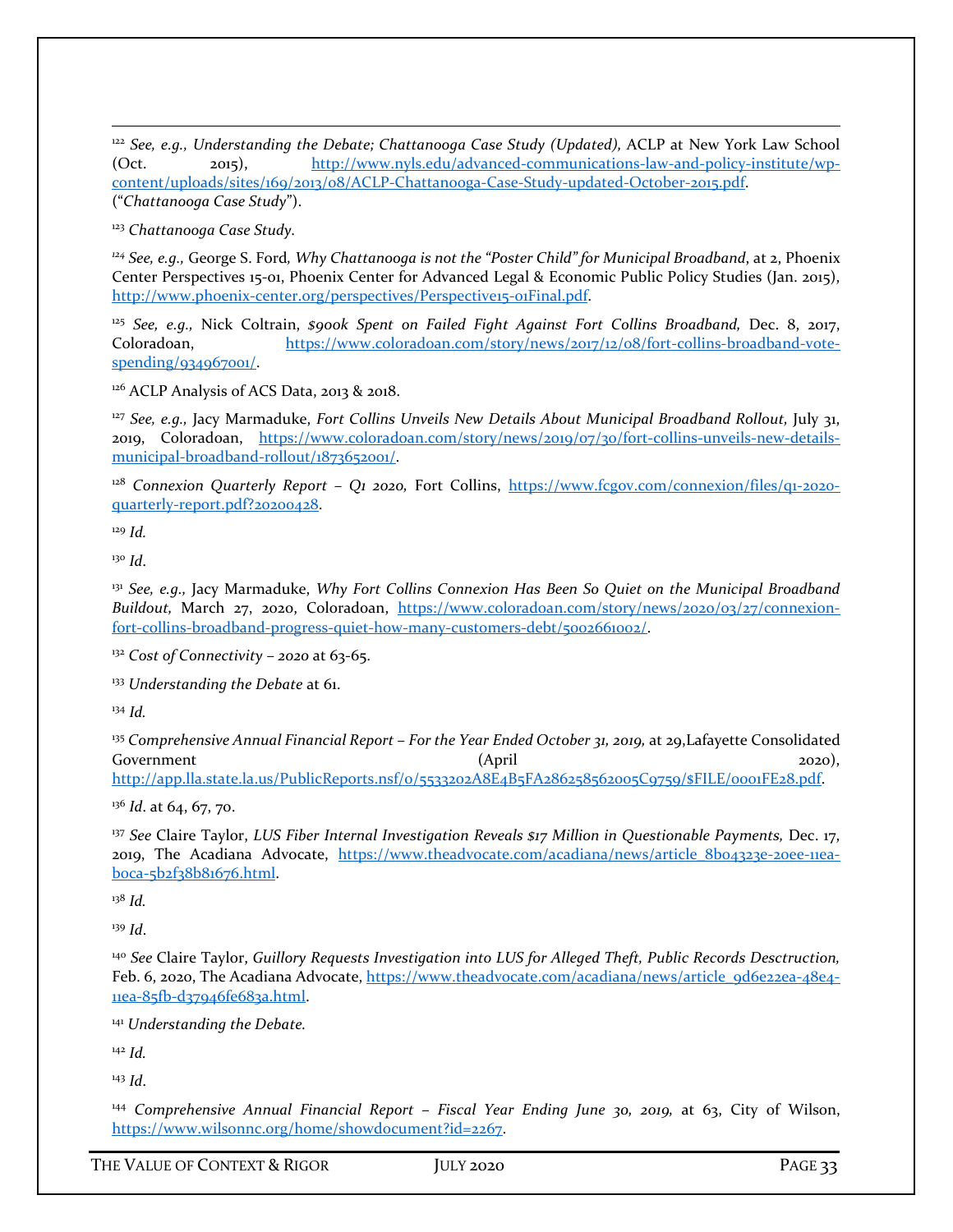[122] *See, e.g., Understanding the Debate; Chattanooga Case Study (Updated),* ACLP at New York Law School (Oct. 2015), http://www.nyls.edu/advanced-communications-law-and-policy-institute/wp-content/uploads/sites/169/2013/08/ACLP-Chattanooga-Case-Study-updated-October-2015.pdf. ("*Chattanooga Case Study*").

[123] *Chattanooga Case Study.*

[124] *See, e.g.,* George S. Ford, *Why Chattanooga is not the "Poster Child" for Municipal Broadband*, at 2, Phoenix Center Perspectives 15-01, Phoenix Center for Advanced Legal & Economic Public Policy Studies (Jan. 2015), http://www.phoenix-center.org/perspectives/Perspective15-01Final.pdf.

[125] *See, e.g.,* Nick Coltrain, *$900k Spent on Failed Fight Against Fort Collins Broadband,* Dec. 8, 2017, Coloradoan, https://www.coloradoan.com/story/news/2017/12/08/fort-collins-broadband-vote-spending/934967001/.

[126] ACLP Analysis of ACS Data, 2013 & 2018.

[127] *See, e.g.,* Jacy Marmaduke, *Fort Collins Unveils New Details About Municipal Broadband Rollout,* July 31, 2019, Coloradoan, https://www.coloradoan.com/story/news/2019/07/30/fort-collins-unveils-new-details-municipal-broadband-rollout/1873652001/.

[128] *Connexion Quarterly Report – Q1 2020,* Fort Collins, https://www.fcgov.com/connexion/files/q1-2020-quarterly-report.pdf?20200428.

[129] *Id.*

[130] *Id*.

[131] *See, e.g.,* Jacy Marmaduke, *Why Fort Collins Connexion Has Been So Quiet on the Municipal Broadband Buildout,* March 27, 2020, Coloradoan, https://www.coloradoan.com/story/news/2020/03/27/connexion-fort-collins-broadband-progress-quiet-how-many-customers-debt/5002661002/.

[132] *Cost of Connectivity – 2020* at 63-65.

[133] *Understanding the Debate* at 61.

[134] *Id.*

[135] *Comprehensive Annual Financial Report – For the Year Ended October 31, 2019,* at 29,Lafayette Consolidated Government (April 2020), http://app.lla.state.la.us/PublicReports.nsf/0/5533202A8E4B5FA286258562005C9759/$FILE/0001FE28.pdf.

[136] *Id*. at 64, 67, 70.

[137] *See* Claire Taylor, *LUS Fiber Internal Investigation Reveals $17 Million in Questionable Payments,* Dec. 17, 2019, The Acadiana Advocate, https://www.theadvocate.com/acadiana/news/article_8b04323e-20ee-11ea-b0ca-5b2f38b81676.html.

[138] *Id.*

[139] *Id*.

[140] *See* Claire Taylor, *Guillory Requests Investigation into LUS for Alleged Theft, Public Records Desctruction,* Feb. 6, 2020, The Acadiana Advocate, https://www.theadvocate.com/acadiana/news/article_9d6e22ea-48e4-11ea-85fb-d37946fe683a.html.

[141] *Understanding the Debate.*

[142] *Id.*

[143] *Id*.

[144] *Comprehensive Annual Financial Report – Fiscal Year Ending June 30, 2019,* at 63, City of Wilson, https://www.wilsonnc.org/home/showdocument?id=2267.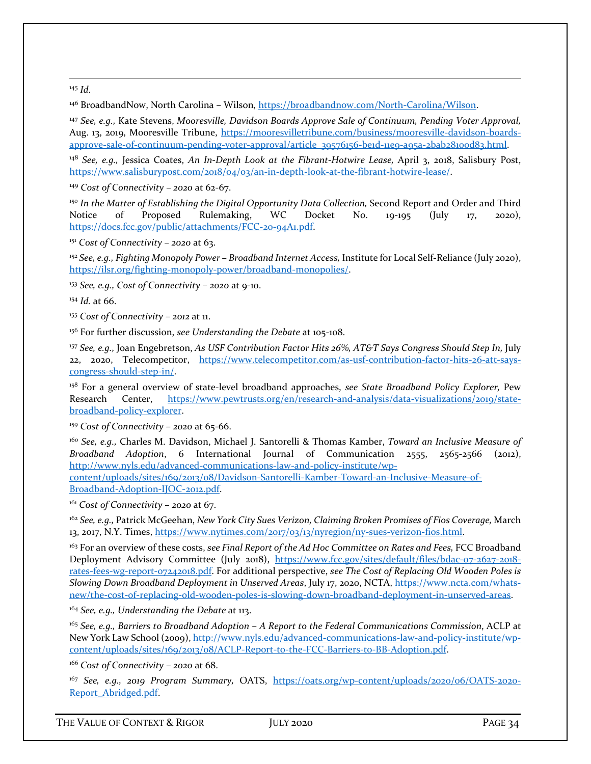[145] *Id*.

[146] BroadbandNow, North Carolina – Wilson, https://broadbandnow.com/North-Carolina/Wilson.

[147] *See, e.g.,* Kate Stevens, *Mooresville, Davidson Boards Approve Sale of Continuum, Pending Voter Approval,* Aug. 13, 2019, Mooresville Tribune, https://mooresvilletribune.com/business/mooresville-davidson-boards-approve-sale-of-continuum-pending-voter-approval/article_39576156-be1d-11e9-a95a-2bab28100d83.html.

[148] *See, e.g.,* Jessica Coates, *An In-Depth Look at the Fibrant-Hotwire Lease,* April 3, 2018, Salisbury Post, https://www.salisburypost.com/2018/04/03/an-in-depth-look-at-the-fibrant-hotwire-lease/.

[149] *Cost of Connectivity – 2020* at 62-67.

[150] *In the Matter of Establishing the Digital Opportunity Data Collection,* Second Report and Order and Third Notice of Proposed Rulemaking, WC Docket No. 19-195 (July 17, 2020), https://docs.fcc.gov/public/attachments/FCC-20-94A1.pdf.

[151] *Cost of Connectivity – 2020* at 63.

[152] *See, e.g., Fighting Monopoly Power – Broadband Internet Access,* Institute for Local Self-Reliance (July 2020), https://ilsr.org/fighting-monopoly-power/broadband-monopolies/.

[153] *See, e.g., Cost of Connectivity – 2020* at 9-10.

[154] *Id.* at 66.

[155] *Cost of Connectivity – 2012* at 11.

[156] For further discussion, *see Understanding the Debate* at 105-108.

[157] *See, e.g.,* Joan Engebretson, *As USF Contribution Factor Hits 26%, AT&T Says Congress Should Step In,* July 22, 2020, Telecompetitor, https://www.telecompetitor.com/as-usf-contribution-factor-hits-26-att-says-congress-should-step-in/.

[158] For a general overview of state-level broadband approaches, *see State Broadband Policy Explorer,* Pew Research Center, https://www.pewtrusts.org/en/research-and-analysis/data-visualizations/2019/state-broadband-policy-explorer.

[159] *Cost of Connectivity – 2020* at 65-66.

[160] *See, e.g.,* Charles M. Davidson, Michael J. Santorelli & Thomas Kamber, *Toward an Inclusive Measure of Broadband Adoption*, 6 International Journal of Communication 2555, 2565-2566 (2012), http://www.nyls.edu/advanced-communications-law-and-policy-institute/wp-content/uploads/sites/169/2013/08/Davidson-Santorelli-Kamber-Toward-an-Inclusive-Measure-of-Broadband-Adoption-IJOC-2012.pdf.

[161] *Cost of Connectivity – 2020* at 67.

[162] *See, e.g.,* Patrick McGeehan, *New York City Sues Verizon, Claiming Broken Promises of Fios Coverage,* March 13, 2017, N.Y. Times, https://www.nytimes.com/2017/03/13/nyregion/ny-sues-verizon-fios.html.

[163] For an overview of these costs, *see Final Report of the Ad Hoc Committee on Rates and Fees,* FCC Broadband Deployment Advisory Committee (July 2018), https://www.fcc.gov/sites/default/files/bdac-07-2627-2018-rates-fees-wg-report-07242018.pdf. For additional perspective, *see The Cost of Replacing Old Wooden Poles is Slowing Down Broadband Deployment in Unserved Areas*, July 17, 2020, NCTA, https://www.ncta.com/whats-new/the-cost-of-replacing-old-wooden-poles-is-slowing-down-broadband-deployment-in-unserved-areas.

[164] *See, e.g., Understanding the Debate* at 113.

[165] *See, e.g., Barriers to Broadband Adoption – A Report to the Federal Communications Commission*, ACLP at New York Law School (2009), http://www.nyls.edu/advanced-communications-law-and-policy-institute/wp-content/uploads/sites/169/2013/08/ACLP-Report-to-the-FCC-Barriers-to-BB-Adoption.pdf.

[166] *Cost of Connectivity – 2020* at 68.

[167] *See, e.g., 2019 Program Summary,* OATS, https://oats.org/wp-content/uploads/2020/06/OATS-2020-Report_Abridged.pdf.